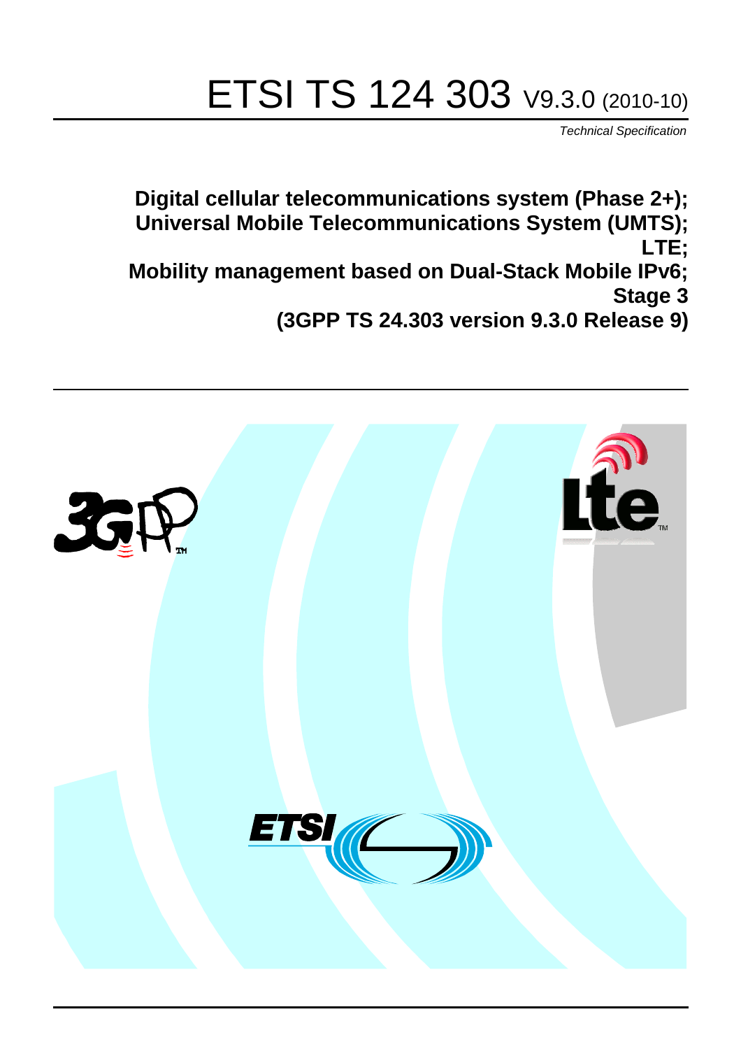# ETSI TS 124 303 V9.3.0 (2010-10)

*Technical Specification*

**Digital cellular telecommunications system (Phase 2+); Universal Mobile Telecommunications System (UMTS); LTE; Mobility management based on Dual-Stack Mobile IPv6; Stage 3 (3GPP TS 24.303 version 9.3.0 Release 9)**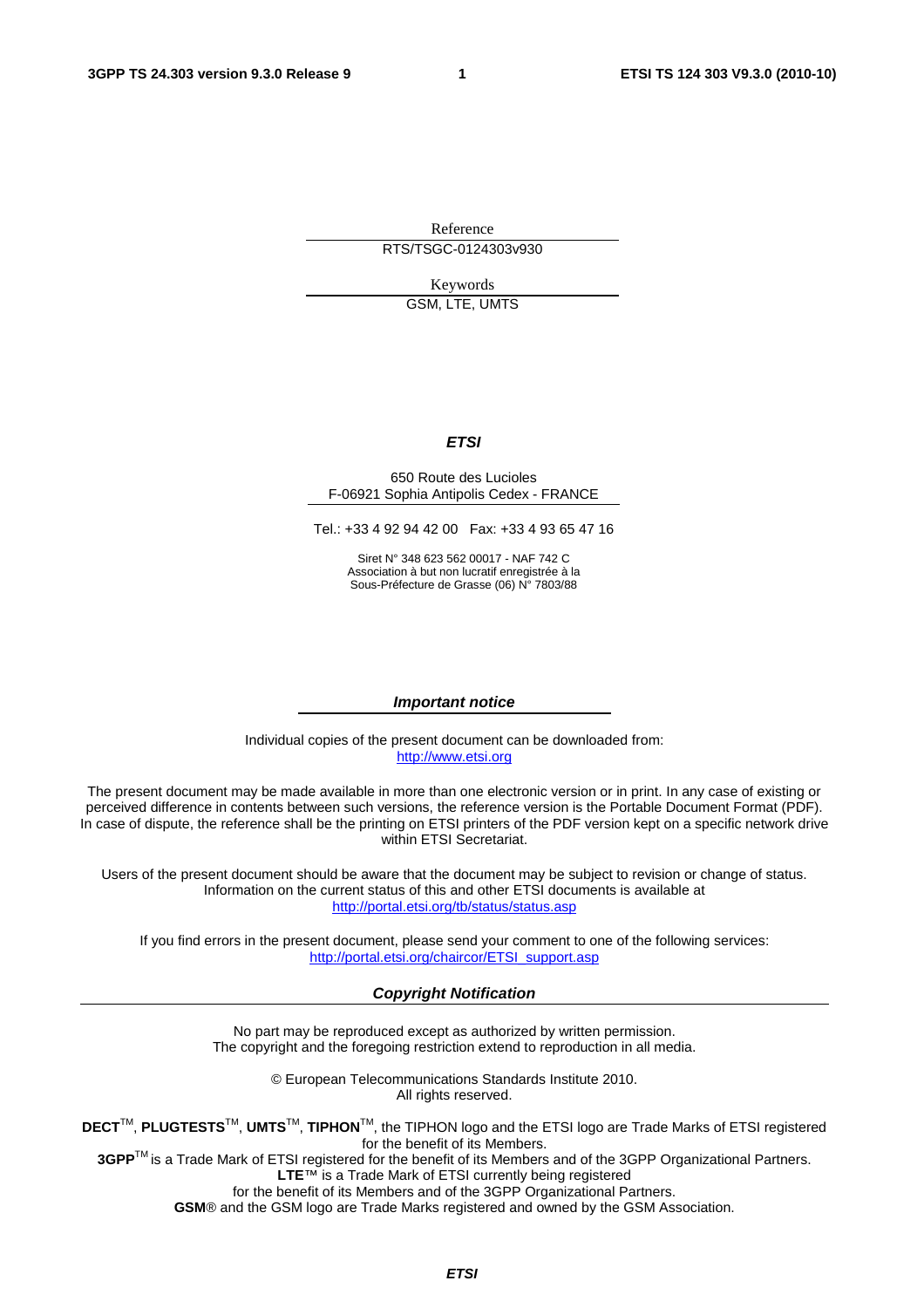Reference

RTS/TSGC-0124303v930

Keywords

GSM, LTE, UMTS

***ETSI***

650 Route des Lucioles
F-06921 Sophia Antipolis Cedex - FRANCE

Tel.: +33 4 92 94 42 00 Fax: +33 4 93 65 47 16

Siret N° 348 623 562 00017 - NAF 742 C
Association à but non lucratif enregistrée à la
Sous-Préfecture de Grasse (06) N° 7803/88

***Important notice***

Individual copies of the present document can be downloaded from:
http://www.etsi.org

The present document may be made available in more than one electronic version or in print. In any case of existing or perceived difference in contents between such versions, the reference version is the Portable Document Format (PDF). In case of dispute, the reference shall be the printing on ETSI printers of the PDF version kept on a specific network drive within ETSI Secretariat.

Users of the present document should be aware that the document may be subject to revision or change of status. Information on the current status of this and other ETSI documents is available at
http://portal.etsi.org/tb/status/status.asp

If you find errors in the present document, please send your comment to one of the following services:
http://portal.etsi.org/chaircor/ETSI_support.asp

***Copyright Notification***

No part may be reproduced except as authorized by written permission.
The copyright and the foregoing restriction extend to reproduction in all media.

© European Telecommunications Standards Institute 2010.
All rights reserved.

**DECT**™, **PLUGTESTS**™, **UMTS**™, **TIPHON**™, the TIPHON logo and the ETSI logo are Trade Marks of ETSI registered for the benefit of its Members.
**3GPP**™ is a Trade Mark of ETSI registered for the benefit of its Members and of the 3GPP Organizational Partners.
**LTE**™ is a Trade Mark of ETSI currently being registered
for the benefit of its Members and of the 3GPP Organizational Partners.
**GSM**® and the GSM logo are Trade Marks registered and owned by the GSM Association.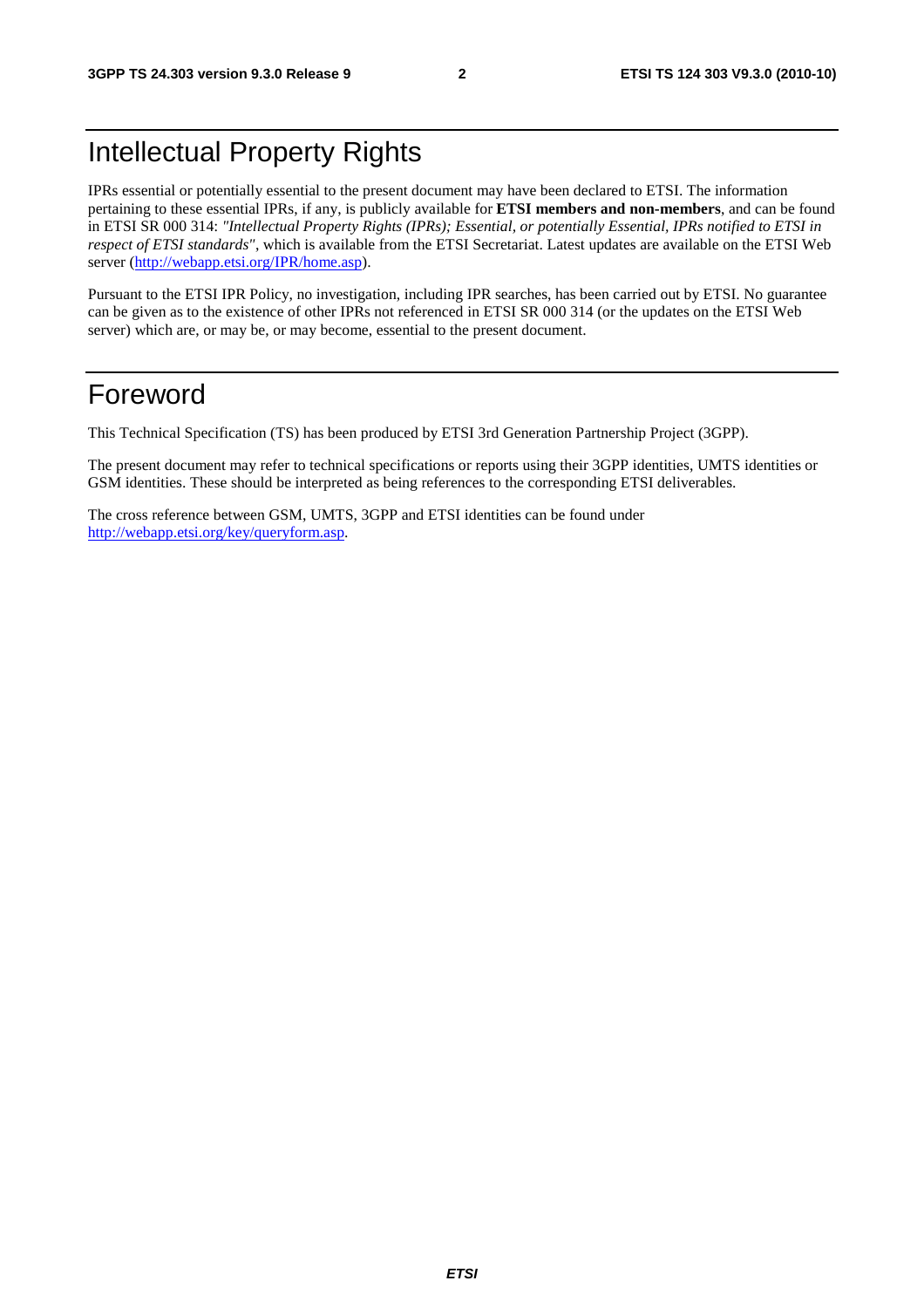# Intellectual Property Rights

IPRs essential or potentially essential to the present document may have been declared to ETSI. The information pertaining to these essential IPRs, if any, is publicly available for **ETSI members and non-members**, and can be found in ETSI SR 000 314: *"Intellectual Property Rights (IPRs); Essential, or potentially Essential, IPRs notified to ETSI in respect of ETSI standards"*, which is available from the ETSI Secretariat. Latest updates are available on the ETSI Web server (http://webapp.etsi.org/IPR/home.asp).

Pursuant to the ETSI IPR Policy, no investigation, including IPR searches, has been carried out by ETSI. No guarantee can be given as to the existence of other IPRs not referenced in ETSI SR 000 314 (or the updates on the ETSI Web server) which are, or may be, or may become, essential to the present document.

# Foreword

This Technical Specification (TS) has been produced by ETSI 3rd Generation Partnership Project (3GPP).

The present document may refer to technical specifications or reports using their 3GPP identities, UMTS identities or GSM identities. These should be interpreted as being references to the corresponding ETSI deliverables.

The cross reference between GSM, UMTS, 3GPP and ETSI identities can be found under http://webapp.etsi.org/key/queryform.asp.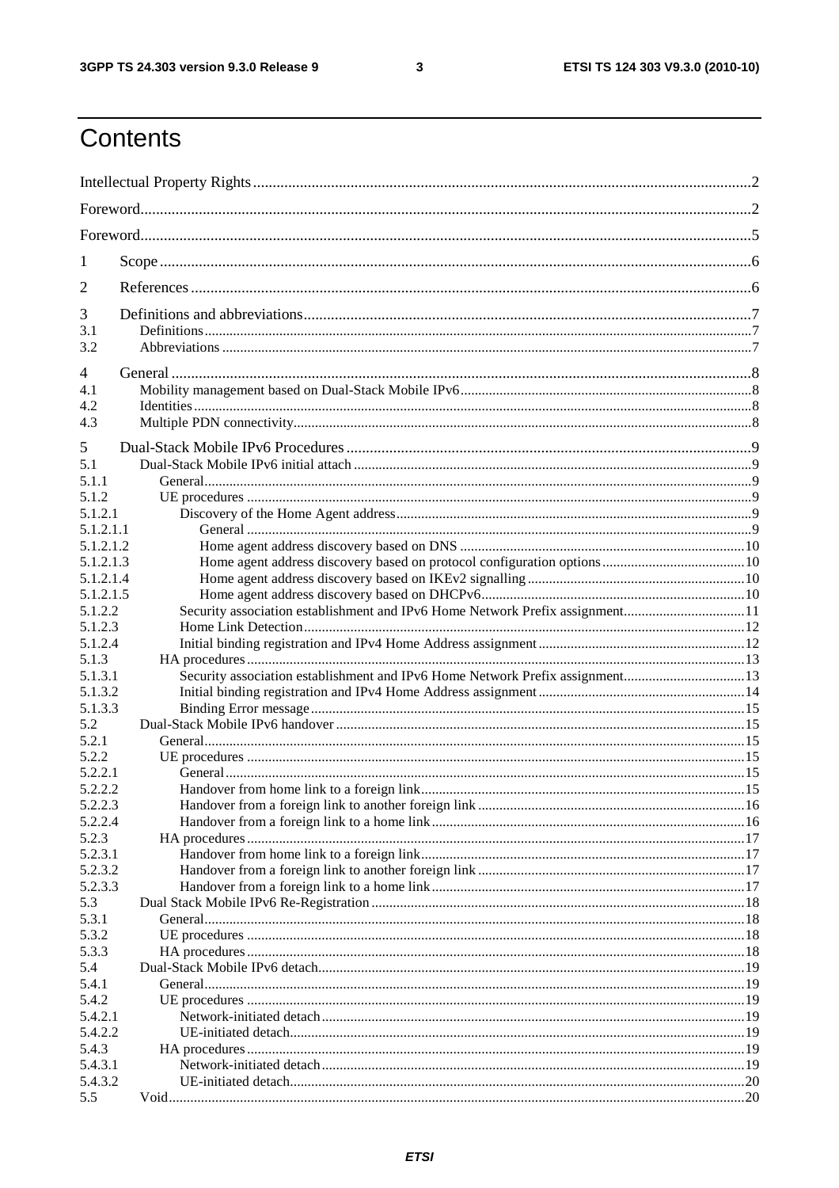# Contents

Intellectual Property Rights ........ 2

Foreword ........ 2

Foreword ........ 5

1 Scope ........ 6

2 References ........ 6

3 Definitions and abbreviations ........ 7
- 3.1 Definitions ........ 7
- 3.2 Abbreviations ........ 7

4 General ........ 8
- 4.1 Mobility management based on Dual-Stack Mobile IPv6 ........ 8
- 4.2 Identities ........ 8
- 4.3 Multiple PDN connectivity ........ 8

5 Dual-Stack Mobile IPv6 Procedures ........ 9
- 5.1 Dual-Stack Mobile IPv6 initial attach ........ 9
- 5.1.1 General ........ 9
- 5.1.2 UE procedures ........ 9
- 5.1.2.1 Discovery of the Home Agent address ........ 9
- 5.1.2.1.1 General ........ 9
- 5.1.2.1.2 Home agent address discovery based on DNS ........ 10
- 5.1.2.1.3 Home agent address discovery based on protocol configuration options ........ 10
- 5.1.2.1.4 Home agent address discovery based on IKEv2 signalling ........ 10
- 5.1.2.1.5 Home agent address discovery based on DHCPv6 ........ 10
- 5.1.2.2 Security association establishment and IPv6 Home Network Prefix assignment ........ 11
- 5.1.2.3 Home Link Detection ........ 12
- 5.1.2.4 Initial binding registration and IPv4 Home Address assignment ........ 12
- 5.1.3 HA procedures ........ 13
- 5.1.3.1 Security association establishment and IPv6 Home Network Prefix assignment ........ 13
- 5.1.3.2 Initial binding registration and IPv4 Home Address assignment ........ 14
- 5.1.3.3 Binding Error message ........ 15
- 5.2 Dual-Stack Mobile IPv6 handover ........ 15
- 5.2.1 General ........ 15
- 5.2.2 UE procedures ........ 15
- 5.2.2.1 General ........ 15
- 5.2.2.2 Handover from home link to a foreign link ........ 15
- 5.2.2.3 Handover from a foreign link to another foreign link ........ 16
- 5.2.2.4 Handover from a foreign link to a home link ........ 16
- 5.2.3 HA procedures ........ 17
- 5.2.3.1 Handover from home link to a foreign link ........ 17
- 5.2.3.2 Handover from a foreign link to another foreign link ........ 17
- 5.2.3.3 Handover from a foreign link to a home link ........ 17
- 5.3 Dual Stack Mobile IPv6 Re-Registration ........ 18
- 5.3.1 General ........ 18
- 5.3.2 UE procedures ........ 18
- 5.3.3 HA procedures ........ 18
- 5.4 Dual-Stack Mobile IPv6 detach ........ 19
- 5.4.1 General ........ 19
- 5.4.2 UE procedures ........ 19
- 5.4.2.1 Network-initiated detach ........ 19
- 5.4.2.2 UE-initiated detach ........ 19
- 5.4.3 HA procedures ........ 19
- 5.4.3.1 Network-initiated detach ........ 19
- 5.4.3.2 UE-initiated detach ........ 20
- 5.5 Void ........ 20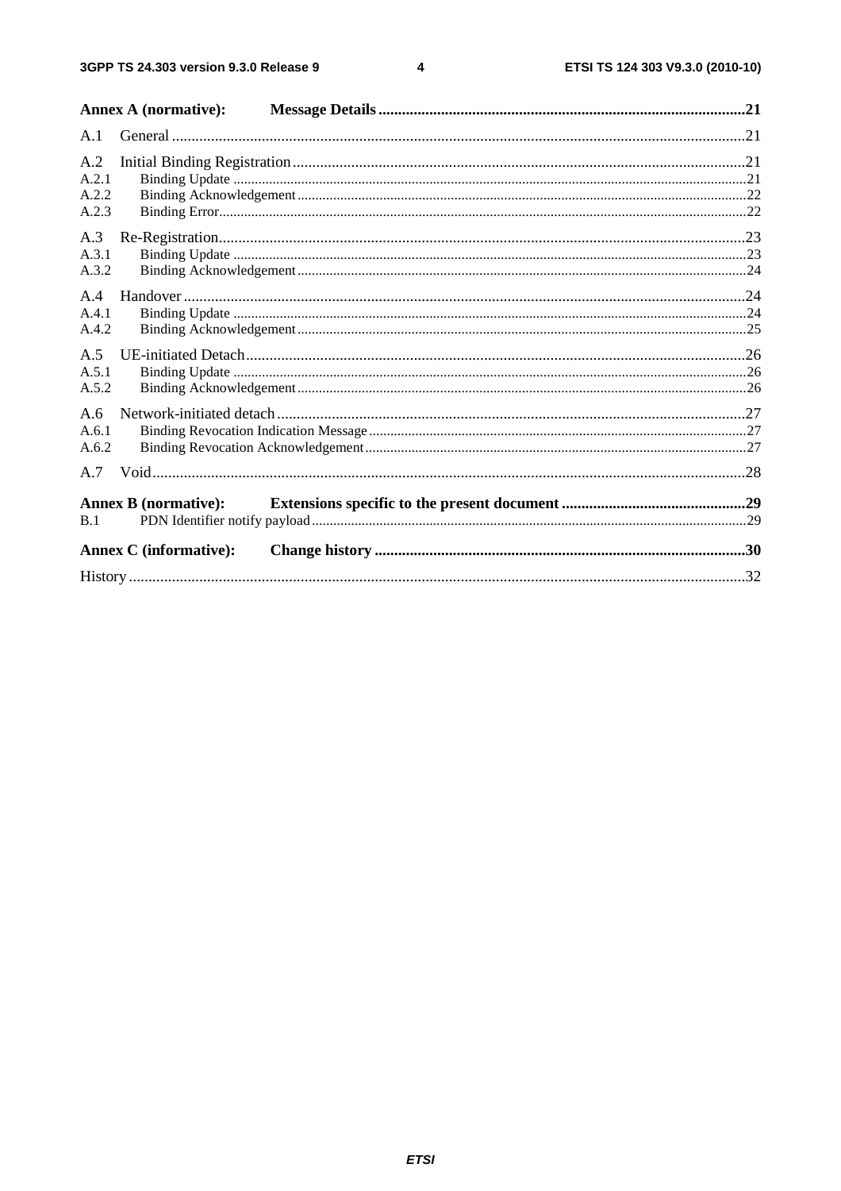Annex A (normative): Message Details ....................................................................................................21

A.1 General ........................................................................................................................................21

A.2 Initial Binding Registration..........................................................................................................21
A.2.1 Binding Update .......................................................................................................................21
A.2.2 Binding Acknowledgement.....................................................................................................22
A.2.3 Binding Error...........................................................................................................................22

A.3 Re-Registration.............................................................................................................................23
A.3.1 Binding Update .......................................................................................................................23
A.3.2 Binding Acknowledgement.....................................................................................................24

A.4 Handover .....................................................................................................................................24
A.4.1 Binding Update .......................................................................................................................24
A.4.2 Binding Acknowledgement.....................................................................................................25

A.5 UE-initiated Detach......................................................................................................................26
A.5.1 Binding Update .......................................................................................................................26
A.5.2 Binding Acknowledgement.....................................................................................................26

A.6 Network-initiated detach..............................................................................................................27
A.6.1 Binding Revocation Indication Message................................................................................27
A.6.2 Binding Revocation Acknowledgement..................................................................................27

A.7 Void..............................................................................................................................................28

Annex B (normative): Extensions specific to the present document .............................................29

B.1 PDN Identifier notify payload.......................................................................................................29

Annex C (informative): Change history ........................................................................................30

History ...............................................................................................................................................32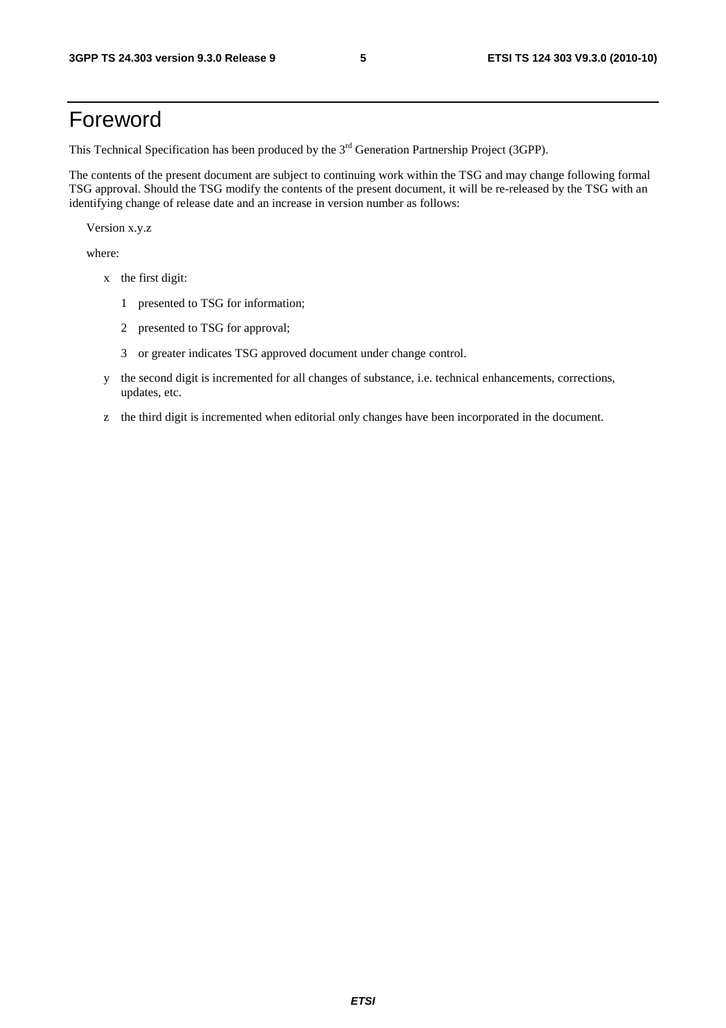# Foreword

This Technical Specification has been produced by the 3rd Generation Partnership Project (3GPP).

The contents of the present document are subject to continuing work within the TSG and may change following formal TSG approval. Should the TSG modify the contents of the present document, it will be re-released by the TSG with an identifying change of release date and an increase in version number as follows:

Version x.y.z

where:

- x the first digit:
  - 1 presented to TSG for information;
  - 2 presented to TSG for approval;
  - 3 or greater indicates TSG approved document under change control.
- y the second digit is incremented for all changes of substance, i.e. technical enhancements, corrections, updates, etc.
- z the third digit is incremented when editorial only changes have been incorporated in the document.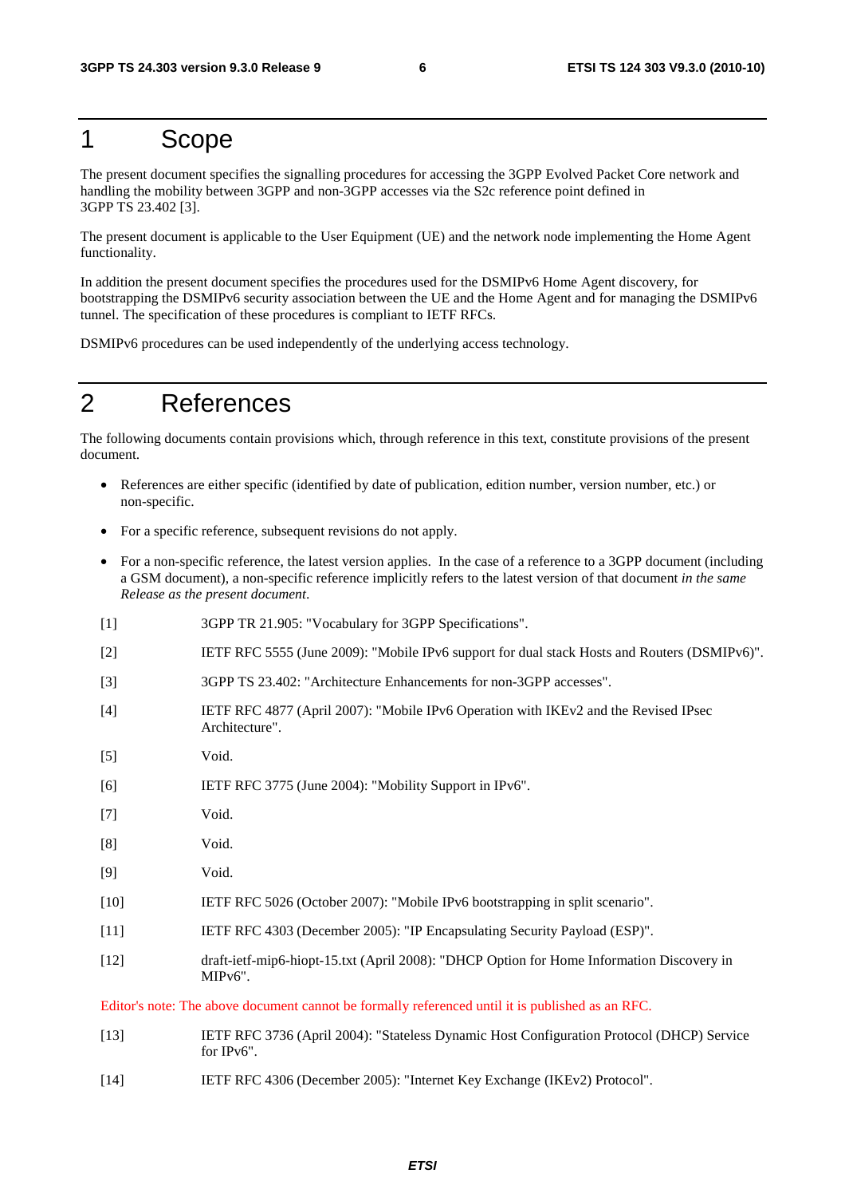# 1 Scope

The present document specifies the signalling procedures for accessing the 3GPP Evolved Packet Core network and handling the mobility between 3GPP and non-3GPP accesses via the S2c reference point defined in 3GPP TS 23.402 [3].

The present document is applicable to the User Equipment (UE) and the network node implementing the Home Agent functionality.

In addition the present document specifies the procedures used for the DSMIPv6 Home Agent discovery, for bootstrapping the DSMIPv6 security association between the UE and the Home Agent and for managing the DSMIPv6 tunnel. The specification of these procedures is compliant to IETF RFCs.

DSMIPv6 procedures can be used independently of the underlying access technology.

# 2 References

The following documents contain provisions which, through reference in this text, constitute provisions of the present document.

- References are either specific (identified by date of publication, edition number, version number, etc.) or non-specific.
- For a specific reference, subsequent revisions do not apply.
- For a non-specific reference, the latest version applies. In the case of a reference to a 3GPP document (including a GSM document), a non-specific reference implicitly refers to the latest version of that document *in the same Release as the present document*.

[1] 3GPP TR 21.905: "Vocabulary for 3GPP Specifications".

[2] IETF RFC 5555 (June 2009): "Mobile IPv6 support for dual stack Hosts and Routers (DSMIPv6)".

[3] 3GPP TS 23.402: "Architecture Enhancements for non-3GPP accesses".

[4] IETF RFC 4877 (April 2007): "Mobile IPv6 Operation with IKEv2 and the Revised IPsec Architecture".

[5] Void.

[6] IETF RFC 3775 (June 2004): "Mobility Support in IPv6".

[7] Void.

[8] Void.

[9] Void.

[10] IETF RFC 5026 (October 2007): "Mobile IPv6 bootstrapping in split scenario".

[11] IETF RFC 4303 (December 2005): "IP Encapsulating Security Payload (ESP)".

[12] draft-ietf-mip6-hiopt-15.txt (April 2008): "DHCP Option for Home Information Discovery in MIPv6".

Editor's note: The above document cannot be formally referenced until it is published as an RFC.

[13] IETF RFC 3736 (April 2004): "Stateless Dynamic Host Configuration Protocol (DHCP) Service for IPv6".

[14] IETF RFC 4306 (December 2005): "Internet Key Exchange (IKEv2) Protocol".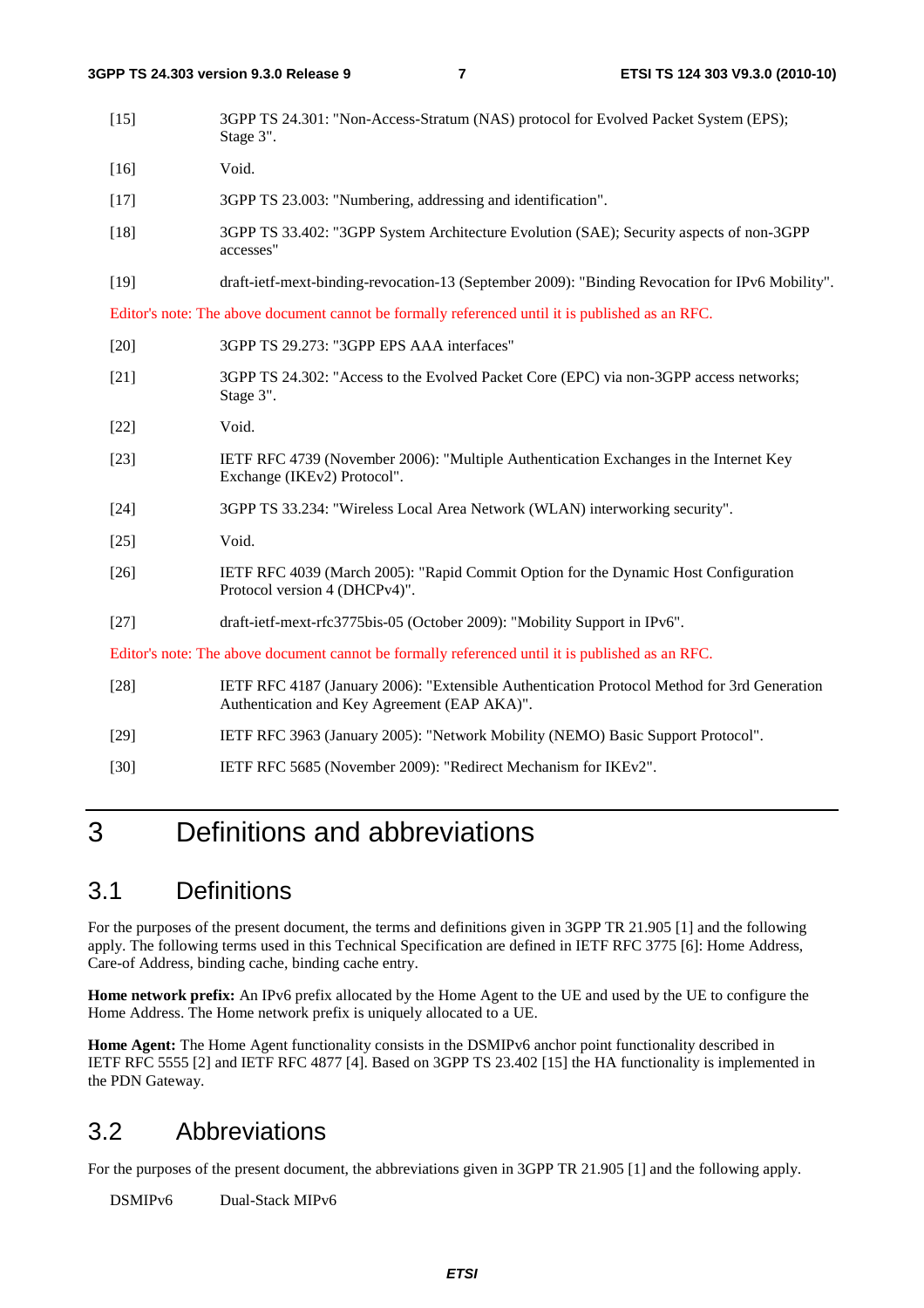[15] 3GPP TS 24.301: "Non-Access-Stratum (NAS) protocol for Evolved Packet System (EPS); Stage 3".

[16] Void.

[17] 3GPP TS 23.003: "Numbering, addressing and identification".

[18] 3GPP TS 33.402: "3GPP System Architecture Evolution (SAE); Security aspects of non-3GPP accesses"

[19] draft-ietf-mext-binding-revocation-13 (September 2009): "Binding Revocation for IPv6 Mobility".

Editor's note: The above document cannot be formally referenced until it is published as an RFC.

[20] 3GPP TS 29.273: "3GPP EPS AAA interfaces"

[21] 3GPP TS 24.302: "Access to the Evolved Packet Core (EPC) via non-3GPP access networks; Stage 3".

[22] Void.

[23] IETF RFC 4739 (November 2006): "Multiple Authentication Exchanges in the Internet Key Exchange (IKEv2) Protocol".

[24] 3GPP TS 33.234: "Wireless Local Area Network (WLAN) interworking security".

[25] Void.

[26] IETF RFC 4039 (March 2005): "Rapid Commit Option for the Dynamic Host Configuration Protocol version 4 (DHCPv4)".

[27] draft-ietf-mext-rfc3775bis-05 (October 2009): "Mobility Support in IPv6".

Editor's note: The above document cannot be formally referenced until it is published as an RFC.

[28] IETF RFC 4187 (January 2006): "Extensible Authentication Protocol Method for 3rd Generation Authentication and Key Agreement (EAP AKA)".

[29] IETF RFC 3963 (January 2005): "Network Mobility (NEMO) Basic Support Protocol".

[30] IETF RFC 5685 (November 2009): "Redirect Mechanism for IKEv2".

# 3 Definitions and abbreviations

## 3.1 Definitions

For the purposes of the present document, the terms and definitions given in 3GPP TR 21.905 [1] and the following apply. The following terms used in this Technical Specification are defined in IETF RFC 3775 [6]: Home Address, Care-of Address, binding cache, binding cache entry.

**Home network prefix:** An IPv6 prefix allocated by the Home Agent to the UE and used by the UE to configure the Home Address. The Home network prefix is uniquely allocated to a UE.

**Home Agent:** The Home Agent functionality consists in the DSMIPv6 anchor point functionality described in IETF RFC 5555 [2] and IETF RFC 4877 [4]. Based on 3GPP TS 23.402 [15] the HA functionality is implemented in the PDN Gateway.

## 3.2 Abbreviations

For the purposes of the present document, the abbreviations given in 3GPP TR 21.905 [1] and the following apply.

DSMIPv6 Dual-Stack MIPv6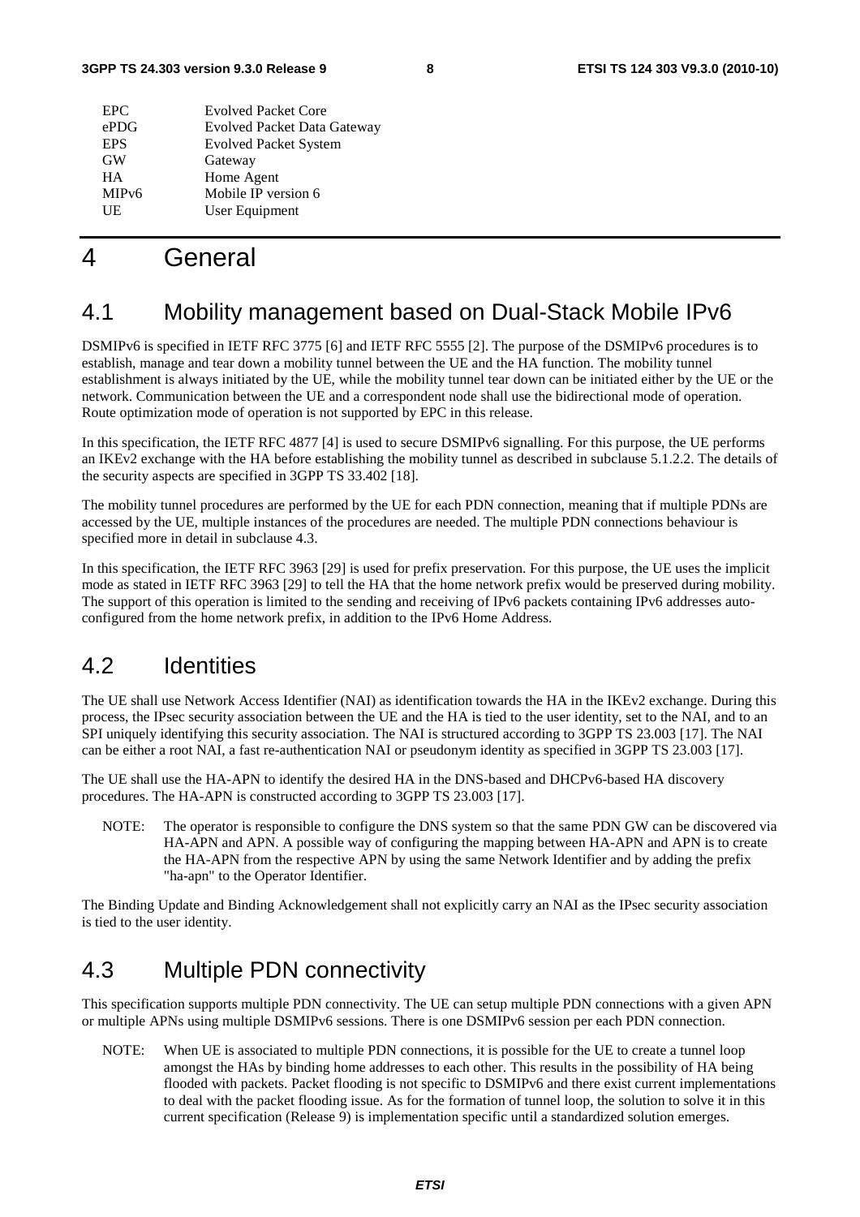| | |
|---|---|
| EPC | Evolved Packet Core |
| ePDG | Evolved Packet Data Gateway |
| EPS | Evolved Packet System |
| GW | Gateway |
| HA | Home Agent |
| MIPv6 | Mobile IP version 6 |
| UE | User Equipment |

# 4 General

## 4.1 Mobility management based on Dual-Stack Mobile IPv6

DSMIPv6 is specified in IETF RFC 3775 [6] and IETF RFC 5555 [2]. The purpose of the DSMIPv6 procedures is to establish, manage and tear down a mobility tunnel between the UE and the HA function. The mobility tunnel establishment is always initiated by the UE, while the mobility tunnel tear down can be initiated either by the UE or the network. Communication between the UE and a correspondent node shall use the bidirectional mode of operation. Route optimization mode of operation is not supported by EPC in this release.

In this specification, the IETF RFC 4877 [4] is used to secure DSMIPv6 signalling. For this purpose, the UE performs an IKEv2 exchange with the HA before establishing the mobility tunnel as described in subclause 5.1.2.2. The details of the security aspects are specified in 3GPP TS 33.402 [18].

The mobility tunnel procedures are performed by the UE for each PDN connection, meaning that if multiple PDNs are accessed by the UE, multiple instances of the procedures are needed. The multiple PDN connections behaviour is specified more in detail in subclause 4.3.

In this specification, the IETF RFC 3963 [29] is used for prefix preservation. For this purpose, the UE uses the implicit mode as stated in IETF RFC 3963 [29] to tell the HA that the home network prefix would be preserved during mobility. The support of this operation is limited to the sending and receiving of IPv6 packets containing IPv6 addresses auto-configured from the home network prefix, in addition to the IPv6 Home Address.

## 4.2 Identities

The UE shall use Network Access Identifier (NAI) as identification towards the HA in the IKEv2 exchange. During this process, the IPsec security association between the UE and the HA is tied to the user identity, set to the NAI, and to an SPI uniquely identifying this security association. The NAI is structured according to 3GPP TS 23.003 [17]. The NAI can be either a root NAI, a fast re-authentication NAI or pseudonym identity as specified in 3GPP TS 23.003 [17].

The UE shall use the HA-APN to identify the desired HA in the DNS-based and DHCPv6-based HA discovery procedures. The HA-APN is constructed according to 3GPP TS 23.003 [17].

NOTE: The operator is responsible to configure the DNS system so that the same PDN GW can be discovered via HA-APN and APN. A possible way of configuring the mapping between HA-APN and APN is to create the HA-APN from the respective APN by using the same Network Identifier and by adding the prefix "ha-apn" to the Operator Identifier.

The Binding Update and Binding Acknowledgement shall not explicitly carry an NAI as the IPsec security association is tied to the user identity.

## 4.3 Multiple PDN connectivity

This specification supports multiple PDN connectivity. The UE can setup multiple PDN connections with a given APN or multiple APNs using multiple DSMIPv6 sessions. There is one DSMIPv6 session per each PDN connection.

NOTE: When UE is associated to multiple PDN connections, it is possible for the UE to create a tunnel loop amongst the HAs by binding home addresses to each other. This results in the possibility of HA being flooded with packets. Packet flooding is not specific to DSMIPv6 and there exist current implementations to deal with the packet flooding issue. As for the formation of tunnel loop, the solution to solve it in this current specification (Release 9) is implementation specific until a standardized solution emerges.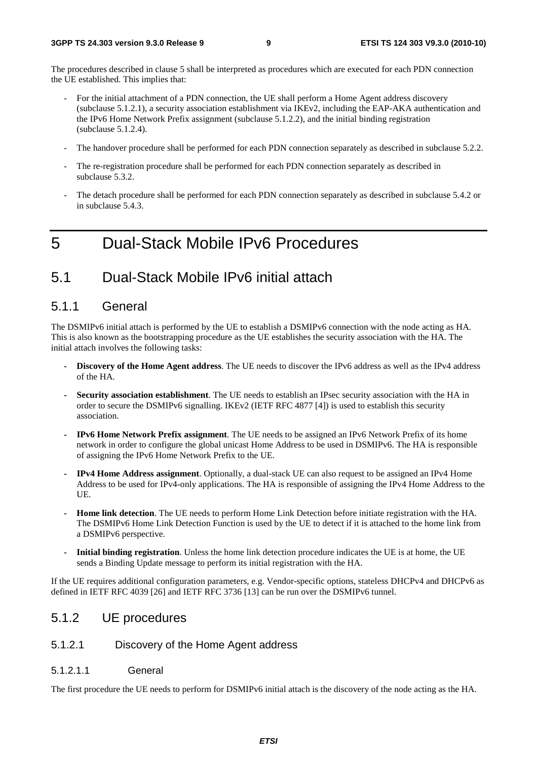The procedures described in clause 5 shall be interpreted as procedures which are executed for each PDN connection the UE established. This implies that:

- For the initial attachment of a PDN connection, the UE shall perform a Home Agent address discovery (subclause 5.1.2.1), a security association establishment via IKEv2, including the EAP-AKA authentication and the IPv6 Home Network Prefix assignment (subclause 5.1.2.2), and the initial binding registration (subclause 5.1.2.4).
- The handover procedure shall be performed for each PDN connection separately as described in subclause 5.2.2.
- The re-registration procedure shall be performed for each PDN connection separately as described in subclause 5.3.2.
- The detach procedure shall be performed for each PDN connection separately as described in subclause 5.4.2 or in subclause 5.4.3.

# 5 Dual-Stack Mobile IPv6 Procedures

## 5.1 Dual-Stack Mobile IPv6 initial attach

### 5.1.1 General

The DSMIPv6 initial attach is performed by the UE to establish a DSMIPv6 connection with the node acting as HA. This is also known as the bootstrapping procedure as the UE establishes the security association with the HA. The initial attach involves the following tasks:

- **Discovery of the Home Agent address**. The UE needs to discover the IPv6 address as well as the IPv4 address of the HA.
- **Security association establishment**. The UE needs to establish an IPsec security association with the HA in order to secure the DSMIPv6 signalling. IKEv2 (IETF RFC 4877 [4]) is used to establish this security association.
- **IPv6 Home Network Prefix assignment**. The UE needs to be assigned an IPv6 Network Prefix of its home network in order to configure the global unicast Home Address to be used in DSMIPv6. The HA is responsible of assigning the IPv6 Home Network Prefix to the UE.
- **IPv4 Home Address assignment**. Optionally, a dual-stack UE can also request to be assigned an IPv4 Home Address to be used for IPv4-only applications. The HA is responsible of assigning the IPv4 Home Address to the UE.
- **Home link detection**. The UE needs to perform Home Link Detection before initiate registration with the HA. The DSMIPv6 Home Link Detection Function is used by the UE to detect if it is attached to the home link from a DSMIPv6 perspective.
- **Initial binding registration**. Unless the home link detection procedure indicates the UE is at home, the UE sends a Binding Update message to perform its initial registration with the HA.

If the UE requires additional configuration parameters, e.g. Vendor-specific options, stateless DHCPv4 and DHCPv6 as defined in IETF RFC 4039 [26] and IETF RFC 3736 [13] can be run over the DSMIPv6 tunnel.

### 5.1.2 UE procedures

#### 5.1.2.1 Discovery of the Home Agent address

##### 5.1.2.1.1 General

The first procedure the UE needs to perform for DSMIPv6 initial attach is the discovery of the node acting as the HA.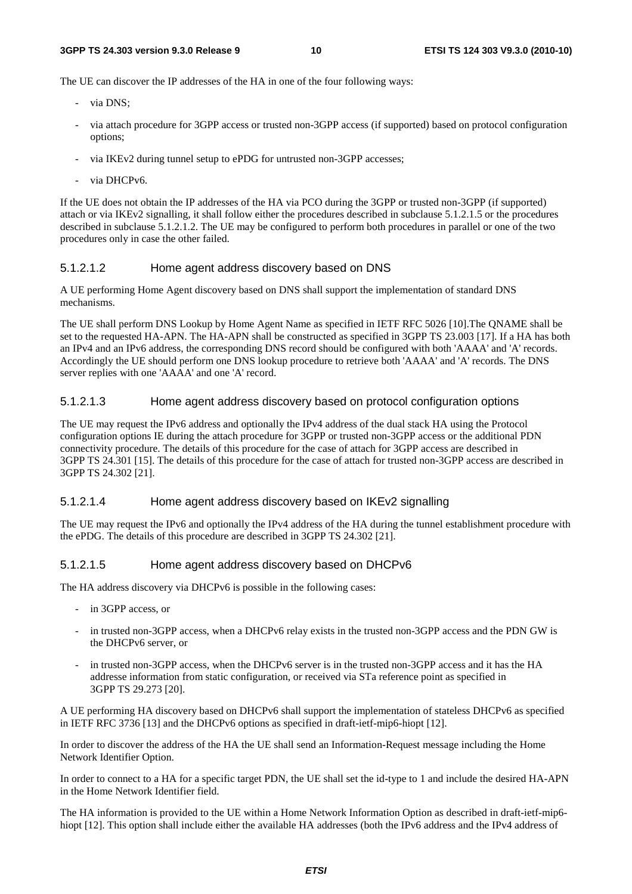The UE can discover the IP addresses of the HA in one of the four following ways:

- via DNS;
- via attach procedure for 3GPP access or trusted non-3GPP access (if supported) based on protocol configuration options;
- via IKEv2 during tunnel setup to ePDG for untrusted non-3GPP accesses;
- via DHCPv6.

If the UE does not obtain the IP addresses of the HA via PCO during the 3GPP or trusted non-3GPP (if supported) attach or via IKEv2 signalling, it shall follow either the procedures described in subclause 5.1.2.1.5 or the procedures described in subclause 5.1.2.1.2. The UE may be configured to perform both procedures in parallel or one of the two procedures only in case the other failed.

#### 5.1.2.1.2 Home agent address discovery based on DNS

A UE performing Home Agent discovery based on DNS shall support the implementation of standard DNS mechanisms.

The UE shall perform DNS Lookup by Home Agent Name as specified in IETF RFC 5026 [10].The QNAME shall be set to the requested HA-APN. The HA-APN shall be constructed as specified in 3GPP TS 23.003 [17]. If a HA has both an IPv4 and an IPv6 address, the corresponding DNS record should be configured with both 'AAAA' and 'A' records. Accordingly the UE should perform one DNS lookup procedure to retrieve both 'AAAA' and 'A' records. The DNS server replies with one 'AAAA' and one 'A' record.

#### 5.1.2.1.3 Home agent address discovery based on protocol configuration options

The UE may request the IPv6 address and optionally the IPv4 address of the dual stack HA using the Protocol configuration options IE during the attach procedure for 3GPP or trusted non-3GPP access or the additional PDN connectivity procedure. The details of this procedure for the case of attach for 3GPP access are described in 3GPP TS 24.301 [15]. The details of this procedure for the case of attach for trusted non-3GPP access are described in 3GPP TS 24.302 [21].

#### 5.1.2.1.4 Home agent address discovery based on IKEv2 signalling

The UE may request the IPv6 and optionally the IPv4 address of the HA during the tunnel establishment procedure with the ePDG. The details of this procedure are described in 3GPP TS 24.302 [21].

#### 5.1.2.1.5 Home agent address discovery based on DHCPv6

The HA address discovery via DHCPv6 is possible in the following cases:

- in 3GPP access, or
- in trusted non-3GPP access, when a DHCPv6 relay exists in the trusted non-3GPP access and the PDN GW is the DHCPv6 server, or
- in trusted non-3GPP access, when the DHCPv6 server is in the trusted non-3GPP access and it has the HA addresse information from static configuration, or received via STa reference point as specified in 3GPP TS 29.273 [20].

A UE performing HA discovery based on DHCPv6 shall support the implementation of stateless DHCPv6 as specified in IETF RFC 3736 [13] and the DHCPv6 options as specified in draft-ietf-mip6-hiopt [12].

In order to discover the address of the HA the UE shall send an Information-Request message including the Home Network Identifier Option.

In order to connect to a HA for a specific target PDN, the UE shall set the id-type to 1 and include the desired HA-APN in the Home Network Identifier field.

The HA information is provided to the UE within a Home Network Information Option as described in draft-ietf-mip6-hiopt [12]. This option shall include either the available HA addresses (both the IPv6 address and the IPv4 address of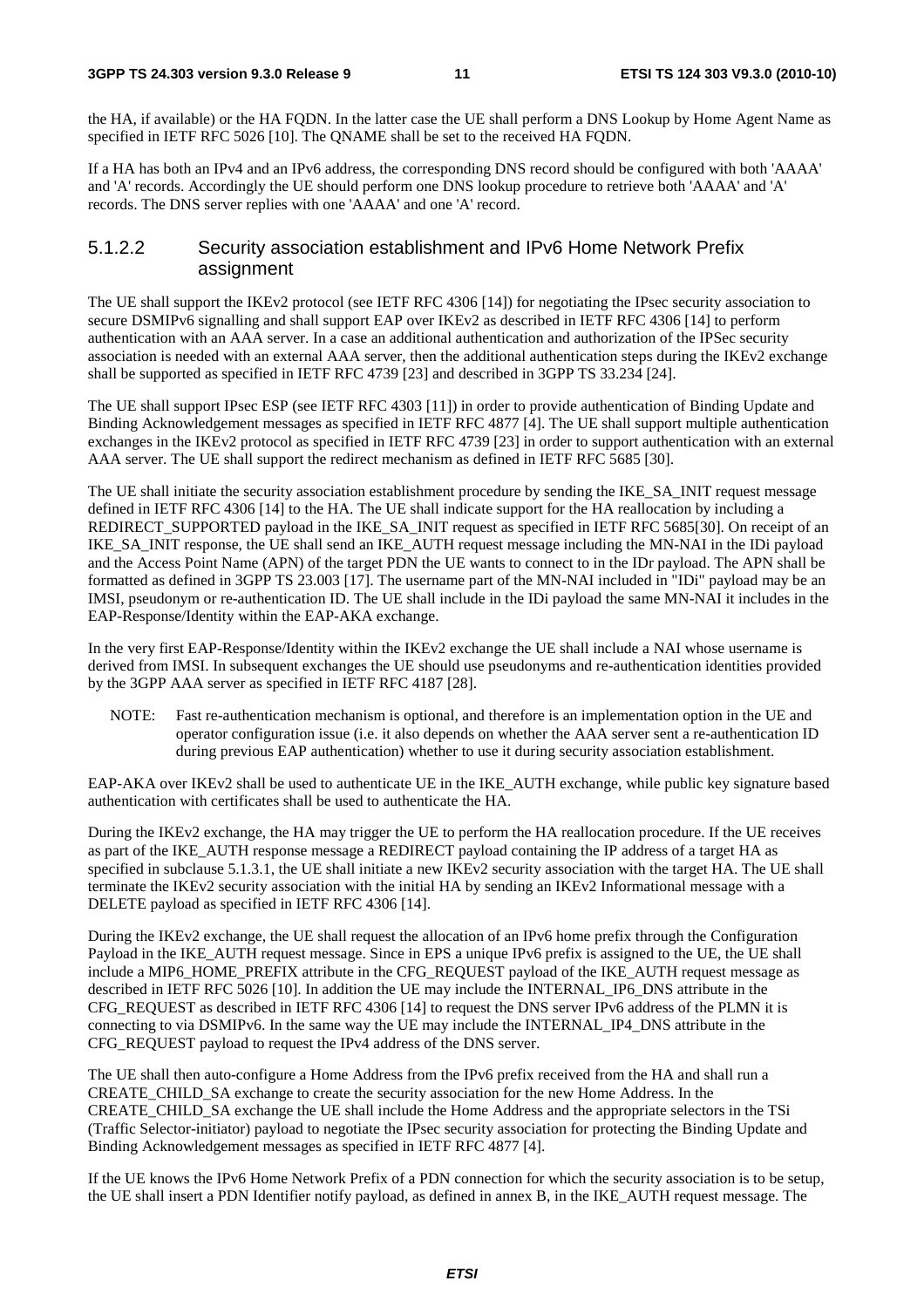the HA, if available) or the HA FQDN. In the latter case the UE shall perform a DNS Lookup by Home Agent Name as specified in IETF RFC 5026 [10]. The QNAME shall be set to the received HA FQDN.

If a HA has both an IPv4 and an IPv6 address, the corresponding DNS record should be configured with both 'AAAA' and 'A' records. Accordingly the UE should perform one DNS lookup procedure to retrieve both 'AAAA' and 'A' records. The DNS server replies with one 'AAAA' and one 'A' record.

#### 5.1.2.2 Security association establishment and IPv6 Home Network Prefix assignment

The UE shall support the IKEv2 protocol (see IETF RFC 4306 [14]) for negotiating the IPsec security association to secure DSMIPv6 signalling and shall support EAP over IKEv2 as described in IETF RFC 4306 [14] to perform authentication with an AAA server. In a case an additional authentication and authorization of the IPSec security association is needed with an external AAA server, then the additional authentication steps during the IKEv2 exchange shall be supported as specified in IETF RFC 4739 [23] and described in 3GPP TS 33.234 [24].

The UE shall support IPsec ESP (see IETF RFC 4303 [11]) in order to provide authentication of Binding Update and Binding Acknowledgement messages as specified in IETF RFC 4877 [4]. The UE shall support multiple authentication exchanges in the IKEv2 protocol as specified in IETF RFC 4739 [23] in order to support authentication with an external AAA server. The UE shall support the redirect mechanism as defined in IETF RFC 5685 [30].

The UE shall initiate the security association establishment procedure by sending the IKE_SA_INIT request message defined in IETF RFC 4306 [14] to the HA. The UE shall indicate support for the HA reallocation by including a REDIRECT_SUPPORTED payload in the IKE_SA_INIT request as specified in IETF RFC 5685[30]. On receipt of an IKE_SA_INIT response, the UE shall send an IKE_AUTH request message including the MN-NAI in the IDi payload and the Access Point Name (APN) of the target PDN the UE wants to connect to in the IDr payload. The APN shall be formatted as defined in 3GPP TS 23.003 [17]. The username part of the MN-NAI included in "IDi" payload may be an IMSI, pseudonym or re-authentication ID. The UE shall include in the IDi payload the same MN-NAI it includes in the EAP-Response/Identity within the EAP-AKA exchange.

In the very first EAP-Response/Identity within the IKEv2 exchange the UE shall include a NAI whose username is derived from IMSI. In subsequent exchanges the UE should use pseudonyms and re-authentication identities provided by the 3GPP AAA server as specified in IETF RFC 4187 [28].

> NOTE: Fast re-authentication mechanism is optional, and therefore is an implementation option in the UE and operator configuration issue (i.e. it also depends on whether the AAA server sent a re-authentication ID during previous EAP authentication) whether to use it during security association establishment.

EAP-AKA over IKEv2 shall be used to authenticate UE in the IKE_AUTH exchange, while public key signature based authentication with certificates shall be used to authenticate the HA.

During the IKEv2 exchange, the HA may trigger the UE to perform the HA reallocation procedure. If the UE receives as part of the IKE_AUTH response message a REDIRECT payload containing the IP address of a target HA as specified in subclause 5.1.3.1, the UE shall initiate a new IKEv2 security association with the target HA. The UE shall terminate the IKEv2 security association with the initial HA by sending an IKEv2 Informational message with a DELETE payload as specified in IETF RFC 4306 [14].

During the IKEv2 exchange, the UE shall request the allocation of an IPv6 home prefix through the Configuration Payload in the IKE_AUTH request message. Since in EPS a unique IPv6 prefix is assigned to the UE, the UE shall include a MIP6_HOME_PREFIX attribute in the CFG_REQUEST payload of the IKE_AUTH request message as described in IETF RFC 5026 [10]. In addition the UE may include the INTERNAL_IP6_DNS attribute in the CFG_REQUEST as described in IETF RFC 4306 [14] to request the DNS server IPv6 address of the PLMN it is connecting to via DSMIPv6. In the same way the UE may include the INTERNAL_IP4_DNS attribute in the CFG_REQUEST payload to request the IPv4 address of the DNS server.

The UE shall then auto-configure a Home Address from the IPv6 prefix received from the HA and shall run a CREATE_CHILD_SA exchange to create the security association for the new Home Address. In the CREATE_CHILD_SA exchange the UE shall include the Home Address and the appropriate selectors in the TSi (Traffic Selector-initiator) payload to negotiate the IPsec security association for protecting the Binding Update and Binding Acknowledgement messages as specified in IETF RFC 4877 [4].

If the UE knows the IPv6 Home Network Prefix of a PDN connection for which the security association is to be setup, the UE shall insert a PDN Identifier notify payload, as defined in annex B, in the IKE_AUTH request message. The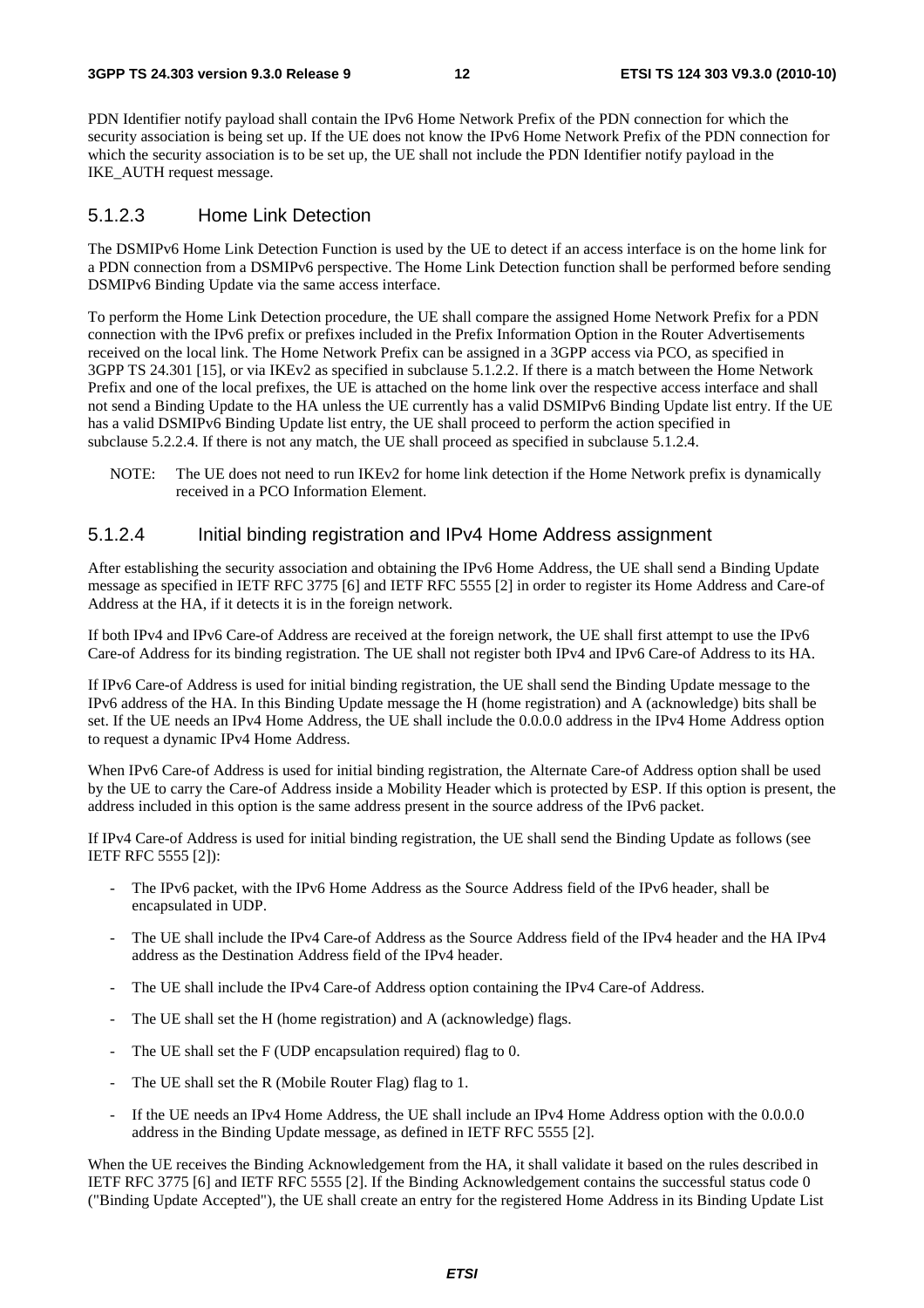PDN Identifier notify payload shall contain the IPv6 Home Network Prefix of the PDN connection for which the security association is being set up. If the UE does not know the IPv6 Home Network Prefix of the PDN connection for which the security association is to be set up, the UE shall not include the PDN Identifier notify payload in the IKE_AUTH request message.

#### 5.1.2.3 Home Link Detection

The DSMIPv6 Home Link Detection Function is used by the UE to detect if an access interface is on the home link for a PDN connection from a DSMIPv6 perspective. The Home Link Detection function shall be performed before sending DSMIPv6 Binding Update via the same access interface.

To perform the Home Link Detection procedure, the UE shall compare the assigned Home Network Prefix for a PDN connection with the IPv6 prefix or prefixes included in the Prefix Information Option in the Router Advertisements received on the local link. The Home Network Prefix can be assigned in a 3GPP access via PCO, as specified in 3GPP TS 24.301 [15], or via IKEv2 as specified in subclause 5.1.2.2. If there is a match between the Home Network Prefix and one of the local prefixes, the UE is attached on the home link over the respective access interface and shall not send a Binding Update to the HA unless the UE currently has a valid DSMIPv6 Binding Update list entry. If the UE has a valid DSMIPv6 Binding Update list entry, the UE shall proceed to perform the action specified in subclause 5.2.2.4. If there is not any match, the UE shall proceed as specified in subclause 5.1.2.4.

NOTE: The UE does not need to run IKEv2 for home link detection if the Home Network prefix is dynamically received in a PCO Information Element.

#### 5.1.2.4 Initial binding registration and IPv4 Home Address assignment

After establishing the security association and obtaining the IPv6 Home Address, the UE shall send a Binding Update message as specified in IETF RFC 3775 [6] and IETF RFC 5555 [2] in order to register its Home Address and Care-of Address at the HA, if it detects it is in the foreign network.

If both IPv4 and IPv6 Care-of Address are received at the foreign network, the UE shall first attempt to use the IPv6 Care-of Address for its binding registration. The UE shall not register both IPv4 and IPv6 Care-of Address to its HA.

If IPv6 Care-of Address is used for initial binding registration, the UE shall send the Binding Update message to the IPv6 address of the HA. In this Binding Update message the H (home registration) and A (acknowledge) bits shall be set. If the UE needs an IPv4 Home Address, the UE shall include the 0.0.0.0 address in the IPv4 Home Address option to request a dynamic IPv4 Home Address.

When IPv6 Care-of Address is used for initial binding registration, the Alternate Care-of Address option shall be used by the UE to carry the Care-of Address inside a Mobility Header which is protected by ESP. If this option is present, the address included in this option is the same address present in the source address of the IPv6 packet.

If IPv4 Care-of Address is used for initial binding registration, the UE shall send the Binding Update as follows (see IETF RFC 5555 [2]):

- The IPv6 packet, with the IPv6 Home Address as the Source Address field of the IPv6 header, shall be encapsulated in UDP.
- The UE shall include the IPv4 Care-of Address as the Source Address field of the IPv4 header and the HA IPv4 address as the Destination Address field of the IPv4 header.
- The UE shall include the IPv4 Care-of Address option containing the IPv4 Care-of Address.
- The UE shall set the H (home registration) and A (acknowledge) flags.
- The UE shall set the F (UDP encapsulation required) flag to 0.
- The UE shall set the R (Mobile Router Flag) flag to 1.
- If the UE needs an IPv4 Home Address, the UE shall include an IPv4 Home Address option with the 0.0.0.0 address in the Binding Update message, as defined in IETF RFC 5555 [2].

When the UE receives the Binding Acknowledgement from the HA, it shall validate it based on the rules described in IETF RFC 3775 [6] and IETF RFC 5555 [2]. If the Binding Acknowledgement contains the successful status code 0 ("Binding Update Accepted"), the UE shall create an entry for the registered Home Address in its Binding Update List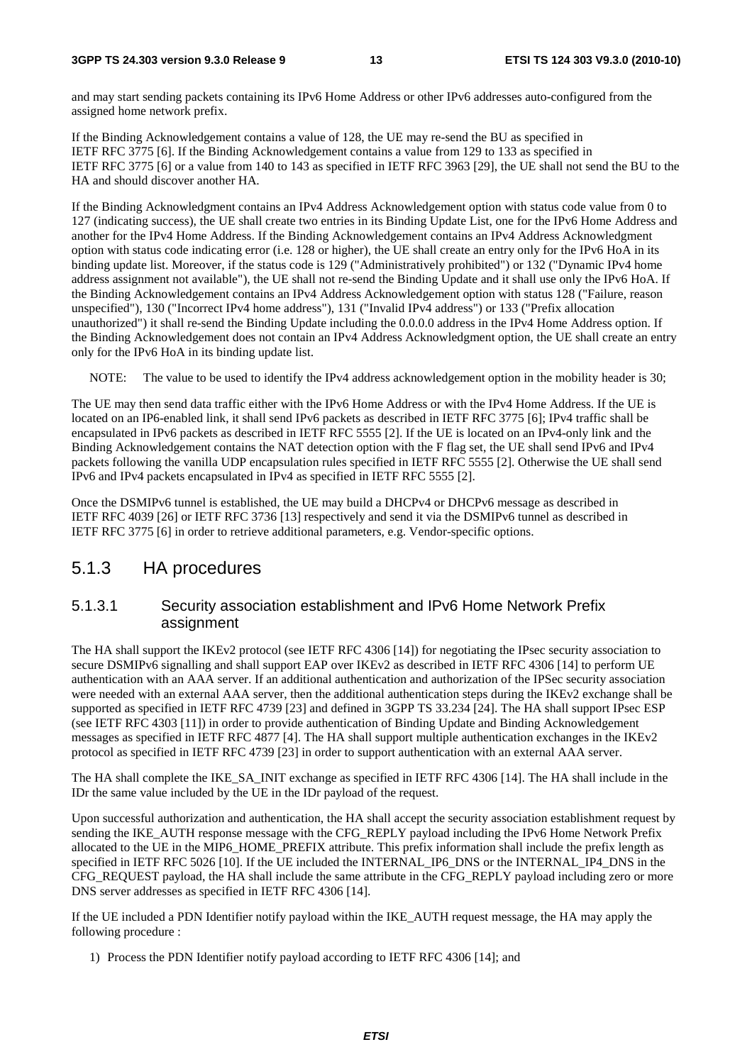and may start sending packets containing its IPv6 Home Address or other IPv6 addresses auto-configured from the assigned home network prefix.

If the Binding Acknowledgement contains a value of 128, the UE may re-send the BU as specified in IETF RFC 3775 [6]. If the Binding Acknowledgement contains a value from 129 to 133 as specified in IETF RFC 3775 [6] or a value from 140 to 143 as specified in IETF RFC 3963 [29], the UE shall not send the BU to the HA and should discover another HA.

If the Binding Acknowledgment contains an IPv4 Address Acknowledgement option with status code value from 0 to 127 (indicating success), the UE shall create two entries in its Binding Update List, one for the IPv6 Home Address and another for the IPv4 Home Address. If the Binding Acknowledgement contains an IPv4 Address Acknowledgment option with status code indicating error (i.e. 128 or higher), the UE shall create an entry only for the IPv6 HoA in its binding update list. Moreover, if the status code is 129 ("Administratively prohibited") or 132 ("Dynamic IPv4 home address assignment not available"), the UE shall not re-send the Binding Update and it shall use only the IPv6 HoA. If the Binding Acknowledgement contains an IPv4 Address Acknowledgement option with status 128 ("Failure, reason unspecified"), 130 ("Incorrect IPv4 home address"), 131 ("Invalid IPv4 address") or 133 ("Prefix allocation unauthorized") it shall re-send the Binding Update including the 0.0.0.0 address in the IPv4 Home Address option. If the Binding Acknowledgement does not contain an IPv4 Address Acknowledgment option, the UE shall create an entry only for the IPv6 HoA in its binding update list.

NOTE: The value to be used to identify the IPv4 address acknowledgement option in the mobility header is 30;

The UE may then send data traffic either with the IPv6 Home Address or with the IPv4 Home Address. If the UE is located on an IP6-enabled link, it shall send IPv6 packets as described in IETF RFC 3775 [6]; IPv4 traffic shall be encapsulated in IPv6 packets as described in IETF RFC 5555 [2]. If the UE is located on an IPv4-only link and the Binding Acknowledgement contains the NAT detection option with the F flag set, the UE shall send IPv6 and IPv4 packets following the vanilla UDP encapsulation rules specified in IETF RFC 5555 [2]. Otherwise the UE shall send IPv6 and IPv4 packets encapsulated in IPv4 as specified in IETF RFC 5555 [2].

Once the DSMIPv6 tunnel is established, the UE may build a DHCPv4 or DHCPv6 message as described in IETF RFC 4039 [26] or IETF RFC 3736 [13] respectively and send it via the DSMIPv6 tunnel as described in IETF RFC 3775 [6] in order to retrieve additional parameters, e.g. Vendor-specific options.

## 5.1.3 HA procedures

### 5.1.3.1 Security association establishment and IPv6 Home Network Prefix assignment

The HA shall support the IKEv2 protocol (see IETF RFC 4306 [14]) for negotiating the IPsec security association to secure DSMIPv6 signalling and shall support EAP over IKEv2 as described in IETF RFC 4306 [14] to perform UE authentication with an AAA server. If an additional authentication and authorization of the IPSec security association were needed with an external AAA server, then the additional authentication steps during the IKEv2 exchange shall be supported as specified in IETF RFC 4739 [23] and defined in 3GPP TS 33.234 [24]. The HA shall support IPsec ESP (see IETF RFC 4303 [11]) in order to provide authentication of Binding Update and Binding Acknowledgement messages as specified in IETF RFC 4877 [4]. The HA shall support multiple authentication exchanges in the IKEv2 protocol as specified in IETF RFC 4739 [23] in order to support authentication with an external AAA server.

The HA shall complete the IKE_SA_INIT exchange as specified in IETF RFC 4306 [14]. The HA shall include in the IDr the same value included by the UE in the IDr payload of the request.

Upon successful authorization and authentication, the HA shall accept the security association establishment request by sending the IKE_AUTH response message with the CFG_REPLY payload including the IPv6 Home Network Prefix allocated to the UE in the MIP6_HOME_PREFIX attribute. This prefix information shall include the prefix length as specified in IETF RFC 5026 [10]. If the UE included the INTERNAL_IP6_DNS or the INTERNAL_IP4_DNS in the CFG_REQUEST payload, the HA shall include the same attribute in the CFG_REPLY payload including zero or more DNS server addresses as specified in IETF RFC 4306 [14].

If the UE included a PDN Identifier notify payload within the IKE_AUTH request message, the HA may apply the following procedure :

1) Process the PDN Identifier notify payload according to IETF RFC 4306 [14]; and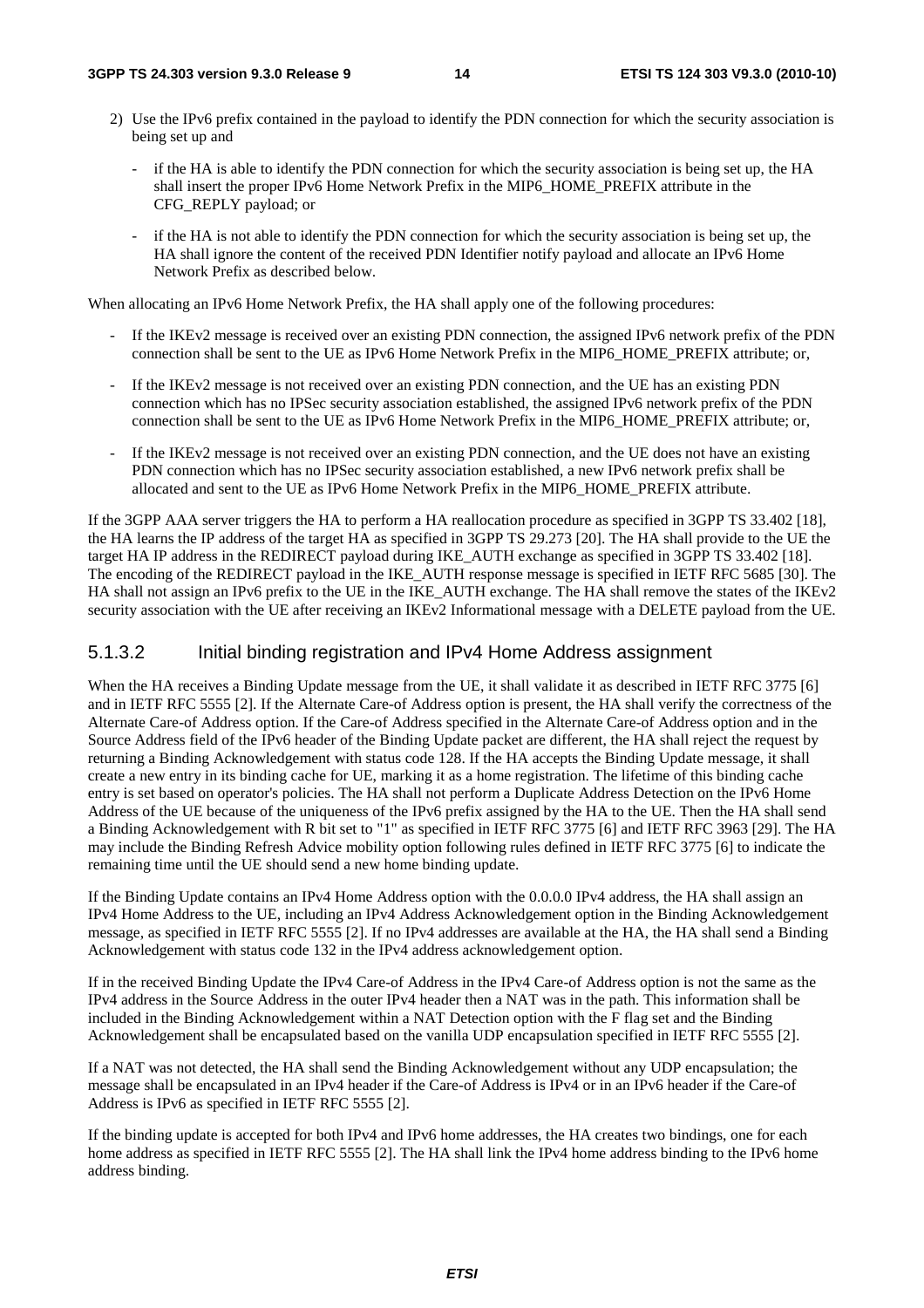2) Use the IPv6 prefix contained in the payload to identify the PDN connection for which the security association is being set up and

   - if the HA is able to identify the PDN connection for which the security association is being set up, the HA shall insert the proper IPv6 Home Network Prefix in the MIP6_HOME_PREFIX attribute in the CFG_REPLY payload; or

   - if the HA is not able to identify the PDN connection for which the security association is being set up, the HA shall ignore the content of the received PDN Identifier notify payload and allocate an IPv6 Home Network Prefix as described below.

When allocating an IPv6 Home Network Prefix, the HA shall apply one of the following procedures:

- If the IKEv2 message is received over an existing PDN connection, the assigned IPv6 network prefix of the PDN connection shall be sent to the UE as IPv6 Home Network Prefix in the MIP6_HOME_PREFIX attribute; or,

- If the IKEv2 message is not received over an existing PDN connection, and the UE has an existing PDN connection which has no IPSec security association established, the assigned IPv6 network prefix of the PDN connection shall be sent to the UE as IPv6 Home Network Prefix in the MIP6_HOME_PREFIX attribute; or,

- If the IKEv2 message is not received over an existing PDN connection, and the UE does not have an existing PDN connection which has no IPSec security association established, a new IPv6 network prefix shall be allocated and sent to the UE as IPv6 Home Network Prefix in the MIP6_HOME_PREFIX attribute.

If the 3GPP AAA server triggers the HA to perform a HA reallocation procedure as specified in 3GPP TS 33.402 [18], the HA learns the IP address of the target HA as specified in 3GPP TS 29.273 [20]. The HA shall provide to the UE the target HA IP address in the REDIRECT payload during IKE_AUTH exchange as specified in 3GPP TS 33.402 [18]. The encoding of the REDIRECT payload in the IKE_AUTH response message is specified in IETF RFC 5685 [30]. The HA shall not assign an IPv6 prefix to the UE in the IKE_AUTH exchange. The HA shall remove the states of the IKEv2 security association with the UE after receiving an IKEv2 Informational message with a DELETE payload from the UE.

### 5.1.3.2 Initial binding registration and IPv4 Home Address assignment

When the HA receives a Binding Update message from the UE, it shall validate it as described in IETF RFC 3775 [6] and in IETF RFC 5555 [2]. If the Alternate Care-of Address option is present, the HA shall verify the correctness of the Alternate Care-of Address option. If the Care-of Address specified in the Alternate Care-of Address option and in the Source Address field of the IPv6 header of the Binding Update packet are different, the HA shall reject the request by returning a Binding Acknowledgement with status code 128. If the HA accepts the Binding Update message, it shall create a new entry in its binding cache for UE, marking it as a home registration. The lifetime of this binding cache entry is set based on operator's policies. The HA shall not perform a Duplicate Address Detection on the IPv6 Home Address of the UE because of the uniqueness of the IPv6 prefix assigned by the HA to the UE. Then the HA shall send a Binding Acknowledgement with R bit set to "1" as specified in IETF RFC 3775 [6] and IETF RFC 3963 [29]. The HA may include the Binding Refresh Advice mobility option following rules defined in IETF RFC 3775 [6] to indicate the remaining time until the UE should send a new home binding update.

If the Binding Update contains an IPv4 Home Address option with the 0.0.0.0 IPv4 address, the HA shall assign an IPv4 Home Address to the UE, including an IPv4 Address Acknowledgement option in the Binding Acknowledgement message, as specified in IETF RFC 5555 [2]. If no IPv4 addresses are available at the HA, the HA shall send a Binding Acknowledgement with status code 132 in the IPv4 address acknowledgement option.

If in the received Binding Update the IPv4 Care-of Address in the IPv4 Care-of Address option is not the same as the IPv4 address in the Source Address in the outer IPv4 header then a NAT was in the path. This information shall be included in the Binding Acknowledgement within a NAT Detection option with the F flag set and the Binding Acknowledgement shall be encapsulated based on the vanilla UDP encapsulation specified in IETF RFC 5555 [2].

If a NAT was not detected, the HA shall send the Binding Acknowledgement without any UDP encapsulation; the message shall be encapsulated in an IPv4 header if the Care-of Address is IPv4 or in an IPv6 header if the Care-of Address is IPv6 as specified in IETF RFC 5555 [2].

If the binding update is accepted for both IPv4 and IPv6 home addresses, the HA creates two bindings, one for each home address as specified in IETF RFC 5555 [2]. The HA shall link the IPv4 home address binding to the IPv6 home address binding.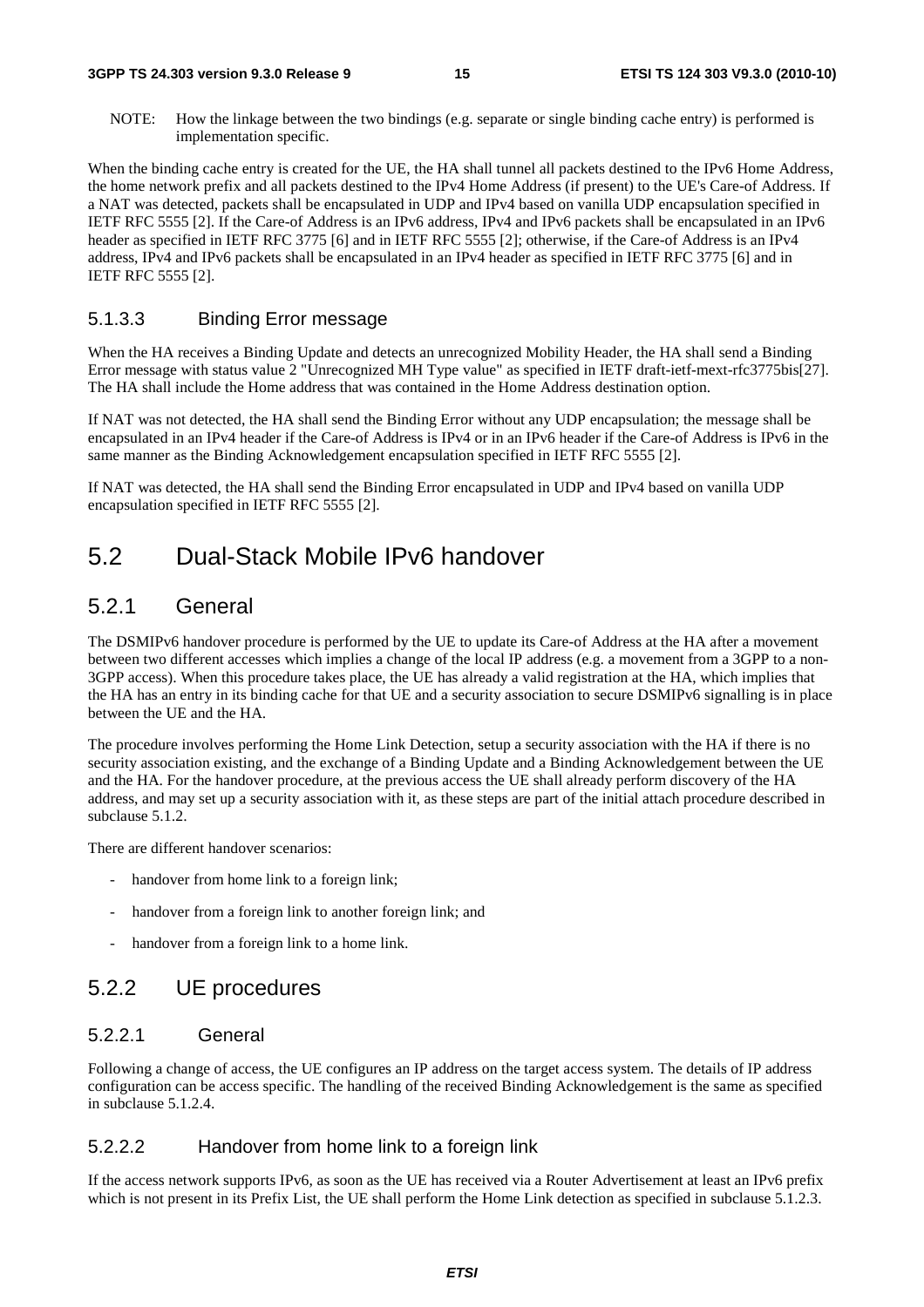NOTE: How the linkage between the two bindings (e.g. separate or single binding cache entry) is performed is implementation specific.

When the binding cache entry is created for the UE, the HA shall tunnel all packets destined to the IPv6 Home Address, the home network prefix and all packets destined to the IPv4 Home Address (if present) to the UE's Care-of Address. If a NAT was detected, packets shall be encapsulated in UDP and IPv4 based on vanilla UDP encapsulation specified in IETF RFC 5555 [2]. If the Care-of Address is an IPv6 address, IPv4 and IPv6 packets shall be encapsulated in an IPv6 header as specified in IETF RFC 3775 [6] and in IETF RFC 5555 [2]; otherwise, if the Care-of Address is an IPv4 address, IPv4 and IPv6 packets shall be encapsulated in an IPv4 header as specified in IETF RFC 3775 [6] and in IETF RFC 5555 [2].

#### 5.1.3.3 Binding Error message

When the HA receives a Binding Update and detects an unrecognized Mobility Header, the HA shall send a Binding Error message with status value 2 "Unrecognized MH Type value" as specified in IETF draft-ietf-mext-rfc3775bis[27]. The HA shall include the Home address that was contained in the Home Address destination option.

If NAT was not detected, the HA shall send the Binding Error without any UDP encapsulation; the message shall be encapsulated in an IPv4 header if the Care-of Address is IPv4 or in an IPv6 header if the Care-of Address is IPv6 in the same manner as the Binding Acknowledgement encapsulation specified in IETF RFC 5555 [2].

If NAT was detected, the HA shall send the Binding Error encapsulated in UDP and IPv4 based on vanilla UDP encapsulation specified in IETF RFC 5555 [2].

## 5.2 Dual-Stack Mobile IPv6 handover

### 5.2.1 General

The DSMIPv6 handover procedure is performed by the UE to update its Care-of Address at the HA after a movement between two different accesses which implies a change of the local IP address (e.g. a movement from a 3GPP to a non-3GPP access). When this procedure takes place, the UE has already a valid registration at the HA, which implies that the HA has an entry in its binding cache for that UE and a security association to secure DSMIPv6 signalling is in place between the UE and the HA.

The procedure involves performing the Home Link Detection, setup a security association with the HA if there is no security association existing, and the exchange of a Binding Update and a Binding Acknowledgement between the UE and the HA. For the handover procedure, at the previous access the UE shall already perform discovery of the HA address, and may set up a security association with it, as these steps are part of the initial attach procedure described in subclause 5.1.2.

There are different handover scenarios:

- handover from home link to a foreign link;
- handover from a foreign link to another foreign link; and
- handover from a foreign link to a home link.

### 5.2.2 UE procedures

#### 5.2.2.1 General

Following a change of access, the UE configures an IP address on the target access system. The details of IP address configuration can be access specific. The handling of the received Binding Acknowledgement is the same as specified in subclause 5.1.2.4.

#### 5.2.2.2 Handover from home link to a foreign link

If the access network supports IPv6, as soon as the UE has received via a Router Advertisement at least an IPv6 prefix which is not present in its Prefix List, the UE shall perform the Home Link detection as specified in subclause 5.1.2.3.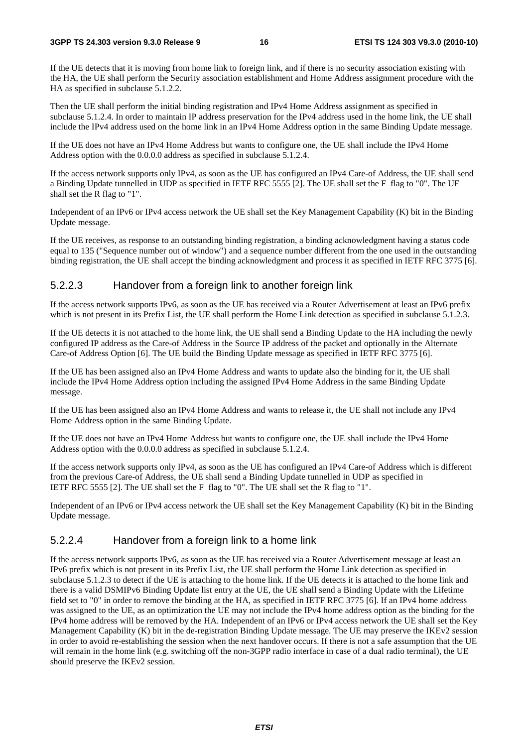If the UE detects that it is moving from home link to foreign link, and if there is no security association existing with the HA, the UE shall perform the Security association establishment and Home Address assignment procedure with the HA as specified in subclause 5.1.2.2.

Then the UE shall perform the initial binding registration and IPv4 Home Address assignment as specified in subclause 5.1.2.4. In order to maintain IP address preservation for the IPv4 address used in the home link, the UE shall include the IPv4 address used on the home link in an IPv4 Home Address option in the same Binding Update message.

If the UE does not have an IPv4 Home Address but wants to configure one, the UE shall include the IPv4 Home Address option with the 0.0.0.0 address as specified in subclause 5.1.2.4.

If the access network supports only IPv4, as soon as the UE has configured an IPv4 Care-of Address, the UE shall send a Binding Update tunnelled in UDP as specified in IETF RFC 5555 [2]. The UE shall set the F flag to "0". The UE shall set the R flag to "1".

Independent of an IPv6 or IPv4 access network the UE shall set the Key Management Capability (K) bit in the Binding Update message.

If the UE receives, as response to an outstanding binding registration, a binding acknowledgment having a status code equal to 135 ("Sequence number out of window") and a sequence number different from the one used in the outstanding binding registration, the UE shall accept the binding acknowledgment and process it as specified in IETF RFC 3775 [6].

### 5.2.2.3 Handover from a foreign link to another foreign link

If the access network supports IPv6, as soon as the UE has received via a Router Advertisement at least an IPv6 prefix which is not present in its Prefix List, the UE shall perform the Home Link detection as specified in subclause 5.1.2.3.

If the UE detects it is not attached to the home link, the UE shall send a Binding Update to the HA including the newly configured IP address as the Care-of Address in the Source IP address of the packet and optionally in the Alternate Care-of Address Option [6]. The UE build the Binding Update message as specified in IETF RFC 3775 [6].

If the UE has been assigned also an IPv4 Home Address and wants to update also the binding for it, the UE shall include the IPv4 Home Address option including the assigned IPv4 Home Address in the same Binding Update message.

If the UE has been assigned also an IPv4 Home Address and wants to release it, the UE shall not include any IPv4 Home Address option in the same Binding Update.

If the UE does not have an IPv4 Home Address but wants to configure one, the UE shall include the IPv4 Home Address option with the 0.0.0.0 address as specified in subclause 5.1.2.4.

If the access network supports only IPv4, as soon as the UE has configured an IPv4 Care-of Address which is different from the previous Care-of Address, the UE shall send a Binding Update tunnelled in UDP as specified in IETF RFC 5555 [2]. The UE shall set the F flag to "0". The UE shall set the R flag to "1".

Independent of an IPv6 or IPv4 access network the UE shall set the Key Management Capability (K) bit in the Binding Update message.

### 5.2.2.4 Handover from a foreign link to a home link

If the access network supports IPv6, as soon as the UE has received via a Router Advertisement message at least an IPv6 prefix which is not present in its Prefix List, the UE shall perform the Home Link detection as specified in subclause 5.1.2.3 to detect if the UE is attaching to the home link. If the UE detects it is attached to the home link and there is a valid DSMIPv6 Binding Update list entry at the UE, the UE shall send a Binding Update with the Lifetime field set to "0" in order to remove the binding at the HA, as specified in IETF RFC 3775 [6]. If an IPv4 home address was assigned to the UE, as an optimization the UE may not include the IPv4 home address option as the binding for the IPv4 home address will be removed by the HA. Independent of an IPv6 or IPv4 access network the UE shall set the Key Management Capability (K) bit in the de-registration Binding Update message. The UE may preserve the IKEv2 session in order to avoid re-establishing the session when the next handover occurs. If there is not a safe assumption that the UE will remain in the home link (e.g. switching off the non-3GPP radio interface in case of a dual radio terminal), the UE should preserve the IKEv2 session.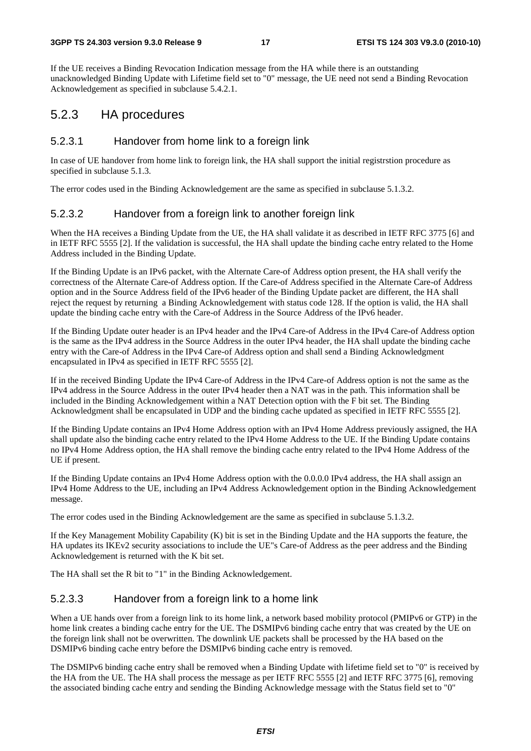If the UE receives a Binding Revocation Indication message from the HA while there is an outstanding unacknowledged Binding Update with Lifetime field set to "0" message, the UE need not send a Binding Revocation Acknowledgement as specified in subclause 5.4.2.1.

## 5.2.3 HA procedures

### 5.2.3.1 Handover from home link to a foreign link

In case of UE handover from home link to foreign link, the HA shall support the initial registrstion procedure as specified in subclause 5.1.3.

The error codes used in the Binding Acknowledgement are the same as specified in subclause 5.1.3.2.

### 5.2.3.2 Handover from a foreign link to another foreign link

When the HA receives a Binding Update from the UE, the HA shall validate it as described in IETF RFC 3775 [6] and in IETF RFC 5555 [2]. If the validation is successful, the HA shall update the binding cache entry related to the Home Address included in the Binding Update.

If the Binding Update is an IPv6 packet, with the Alternate Care-of Address option present, the HA shall verify the correctness of the Alternate Care-of Address option. If the Care-of Address specified in the Alternate Care-of Address option and in the Source Address field of the IPv6 header of the Binding Update packet are different, the HA shall reject the request by returning a Binding Acknowledgement with status code 128. If the option is valid, the HA shall update the binding cache entry with the Care-of Address in the Source Address of the IPv6 header.

If the Binding Update outer header is an IPv4 header and the IPv4 Care-of Address in the IPv4 Care-of Address option is the same as the IPv4 address in the Source Address in the outer IPv4 header, the HA shall update the binding cache entry with the Care-of Address in the IPv4 Care-of Address option and shall send a Binding Acknowledgment encapsulated in IPv4 as specified in IETF RFC 5555 [2].

If in the received Binding Update the IPv4 Care-of Address in the IPv4 Care-of Address option is not the same as the IPv4 address in the Source Address in the outer IPv4 header then a NAT was in the path. This information shall be included in the Binding Acknowledgement within a NAT Detection option with the F bit set. The Binding Acknowledgment shall be encapsulated in UDP and the binding cache updated as specified in IETF RFC 5555 [2].

If the Binding Update contains an IPv4 Home Address option with an IPv4 Home Address previously assigned, the HA shall update also the binding cache entry related to the IPv4 Home Address to the UE. If the Binding Update contains no IPv4 Home Address option, the HA shall remove the binding cache entry related to the IPv4 Home Address of the UE if present.

If the Binding Update contains an IPv4 Home Address option with the 0.0.0.0 IPv4 address, the HA shall assign an IPv4 Home Address to the UE, including an IPv4 Address Acknowledgement option in the Binding Acknowledgement message.

The error codes used in the Binding Acknowledgement are the same as specified in subclause 5.1.3.2.

If the Key Management Mobility Capability (K) bit is set in the Binding Update and the HA supports the feature, the HA updates its IKEv2 security associations to include the UE"s Care-of Address as the peer address and the Binding Acknowledgement is returned with the K bit set.

The HA shall set the R bit to "1" in the Binding Acknowledgement.

### 5.2.3.3 Handover from a foreign link to a home link

When a UE hands over from a foreign link to its home link, a network based mobility protocol (PMIPv6 or GTP) in the home link creates a binding cache entry for the UE. The DSMIPv6 binding cache entry that was created by the UE on the foreign link shall not be overwritten. The downlink UE packets shall be processed by the HA based on the DSMIPv6 binding cache entry before the DSMIPv6 binding cache entry is removed.

The DSMIPv6 binding cache entry shall be removed when a Binding Update with lifetime field set to "0" is received by the HA from the UE. The HA shall process the message as per IETF RFC 5555 [2] and IETF RFC 3775 [6], removing the associated binding cache entry and sending the Binding Acknowledge message with the Status field set to "0"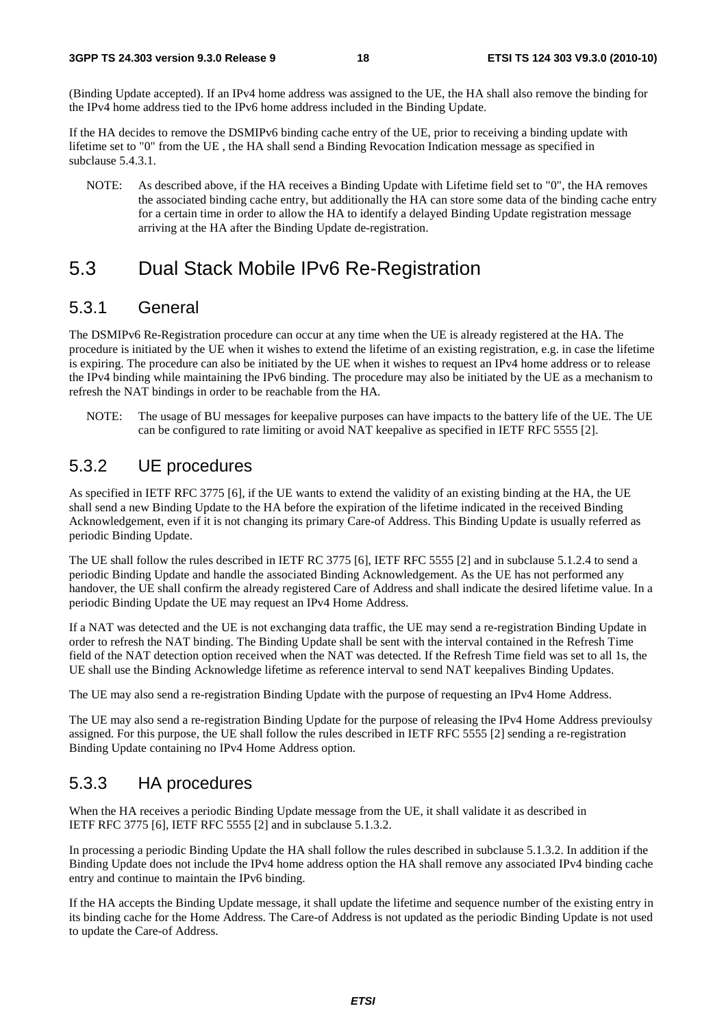(Binding Update accepted). If an IPv4 home address was assigned to the UE, the HA shall also remove the binding for the IPv4 home address tied to the IPv6 home address included in the Binding Update.

If the HA decides to remove the DSMIPv6 binding cache entry of the UE, prior to receiving a binding update with lifetime set to "0" from the UE , the HA shall send a Binding Revocation Indication message as specified in subclause 5.4.3.1.

NOTE: As described above, if the HA receives a Binding Update with Lifetime field set to "0", the HA removes the associated binding cache entry, but additionally the HA can store some data of the binding cache entry for a certain time in order to allow the HA to identify a delayed Binding Update registration message arriving at the HA after the Binding Update de-registration.

## 5.3 Dual Stack Mobile IPv6 Re-Registration

### 5.3.1 General

The DSMIPv6 Re-Registration procedure can occur at any time when the UE is already registered at the HA. The procedure is initiated by the UE when it wishes to extend the lifetime of an existing registration, e.g. in case the lifetime is expiring. The procedure can also be initiated by the UE when it wishes to request an IPv4 home address or to release the IPv4 binding while maintaining the IPv6 binding. The procedure may also be initiated by the UE as a mechanism to refresh the NAT bindings in order to be reachable from the HA.

NOTE: The usage of BU messages for keepalive purposes can have impacts to the battery life of the UE. The UE can be configured to rate limiting or avoid NAT keepalive as specified in IETF RFC 5555 [2].

### 5.3.2 UE procedures

As specified in IETF RFC 3775 [6], if the UE wants to extend the validity of an existing binding at the HA, the UE shall send a new Binding Update to the HA before the expiration of the lifetime indicated in the received Binding Acknowledgement, even if it is not changing its primary Care-of Address. This Binding Update is usually referred as periodic Binding Update.

The UE shall follow the rules described in IETF RC 3775 [6], IETF RFC 5555 [2] and in subclause 5.1.2.4 to send a periodic Binding Update and handle the associated Binding Acknowledgement. As the UE has not performed any handover, the UE shall confirm the already registered Care of Address and shall indicate the desired lifetime value. In a periodic Binding Update the UE may request an IPv4 Home Address.

If a NAT was detected and the UE is not exchanging data traffic, the UE may send a re-registration Binding Update in order to refresh the NAT binding. The Binding Update shall be sent with the interval contained in the Refresh Time field of the NAT detection option received when the NAT was detected. If the Refresh Time field was set to all 1s, the UE shall use the Binding Acknowledge lifetime as reference interval to send NAT keepalives Binding Updates.

The UE may also send a re-registration Binding Update with the purpose of requesting an IPv4 Home Address.

The UE may also send a re-registration Binding Update for the purpose of releasing the IPv4 Home Address previoulsy assigned. For this purpose, the UE shall follow the rules described in IETF RFC 5555 [2] sending a re-registration Binding Update containing no IPv4 Home Address option.

### 5.3.3 HA procedures

When the HA receives a periodic Binding Update message from the UE, it shall validate it as described in IETF RFC 3775 [6], IETF RFC 5555 [2] and in subclause 5.1.3.2.

In processing a periodic Binding Update the HA shall follow the rules described in subclause 5.1.3.2. In addition if the Binding Update does not include the IPv4 home address option the HA shall remove any associated IPv4 binding cache entry and continue to maintain the IPv6 binding.

If the HA accepts the Binding Update message, it shall update the lifetime and sequence number of the existing entry in its binding cache for the Home Address. The Care-of Address is not updated as the periodic Binding Update is not used to update the Care-of Address.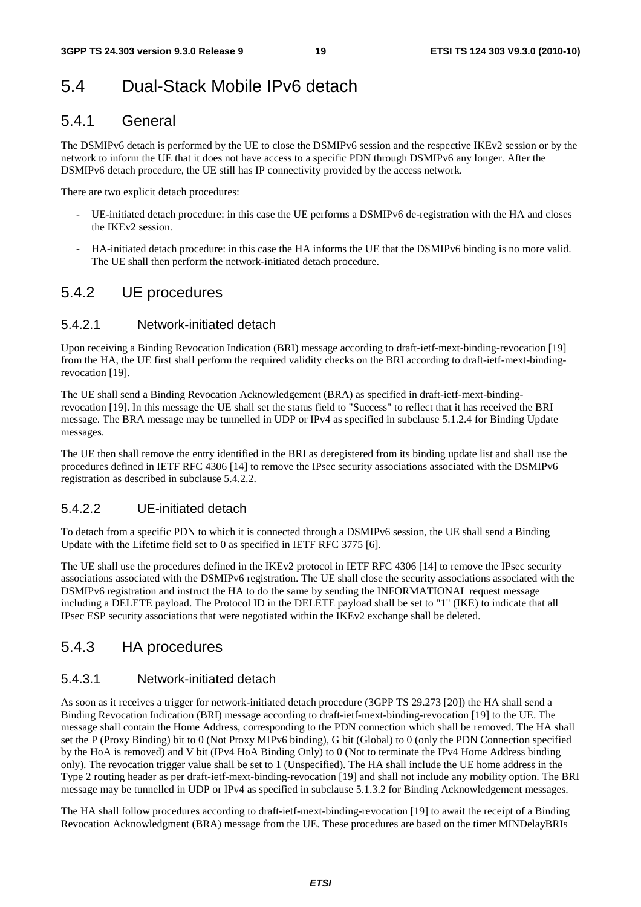# 5.4 Dual-Stack Mobile IPv6 detach

## 5.4.1 General

The DSMIPv6 detach is performed by the UE to close the DSMIPv6 session and the respective IKEv2 session or by the network to inform the UE that it does not have access to a specific PDN through DSMIPv6 any longer. After the DSMIPv6 detach procedure, the UE still has IP connectivity provided by the access network.

There are two explicit detach procedures:

- UE-initiated detach procedure: in this case the UE performs a DSMIPv6 de-registration with the HA and closes the IKEv2 session.
- HA-initiated detach procedure: in this case the HA informs the UE that the DSMIPv6 binding is no more valid. The UE shall then perform the network-initiated detach procedure.

## 5.4.2 UE procedures

### 5.4.2.1 Network-initiated detach

Upon receiving a Binding Revocation Indication (BRI) message according to draft-ietf-mext-binding-revocation [19] from the HA, the UE first shall perform the required validity checks on the BRI according to draft-ietf-mext-binding-revocation [19].

The UE shall send a Binding Revocation Acknowledgement (BRA) as specified in draft-ietf-mext-binding-revocation [19]. In this message the UE shall set the status field to "Success" to reflect that it has received the BRI message. The BRA message may be tunnelled in UDP or IPv4 as specified in subclause 5.1.2.4 for Binding Update messages.

The UE then shall remove the entry identified in the BRI as deregistered from its binding update list and shall use the procedures defined in IETF RFC 4306 [14] to remove the IPsec security associations associated with the DSMIPv6 registration as described in subclause 5.4.2.2.

### 5.4.2.2 UE-initiated detach

To detach from a specific PDN to which it is connected through a DSMIPv6 session, the UE shall send a Binding Update with the Lifetime field set to 0 as specified in IETF RFC 3775 [6].

The UE shall use the procedures defined in the IKEv2 protocol in IETF RFC 4306 [14] to remove the IPsec security associations associated with the DSMIPv6 registration. The UE shall close the security associations associated with the DSMIPv6 registration and instruct the HA to do the same by sending the INFORMATIONAL request message including a DELETE payload. The Protocol ID in the DELETE payload shall be set to "1" (IKE) to indicate that all IPsec ESP security associations that were negotiated within the IKEv2 exchange shall be deleted.

## 5.4.3 HA procedures

### 5.4.3.1 Network-initiated detach

As soon as it receives a trigger for network-initiated detach procedure (3GPP TS 29.273 [20]) the HA shall send a Binding Revocation Indication (BRI) message according to draft-ietf-mext-binding-revocation [19] to the UE. The message shall contain the Home Address, corresponding to the PDN connection which shall be removed. The HA shall set the P (Proxy Binding) bit to 0 (Not Proxy MIPv6 binding), G bit (Global) to 0 (only the PDN Connection specified by the HoA is removed) and V bit (IPv4 HoA Binding Only) to 0 (Not to terminate the IPv4 Home Address binding only). The revocation trigger value shall be set to 1 (Unspecified). The HA shall include the UE home address in the Type 2 routing header as per draft-ietf-mext-binding-revocation [19] and shall not include any mobility option. The BRI message may be tunnelled in UDP or IPv4 as specified in subclause 5.1.3.2 for Binding Acknowledgement messages.

The HA shall follow procedures according to draft-ietf-mext-binding-revocation [19] to await the receipt of a Binding Revocation Acknowledgment (BRA) message from the UE. These procedures are based on the timer MINDelayBRIs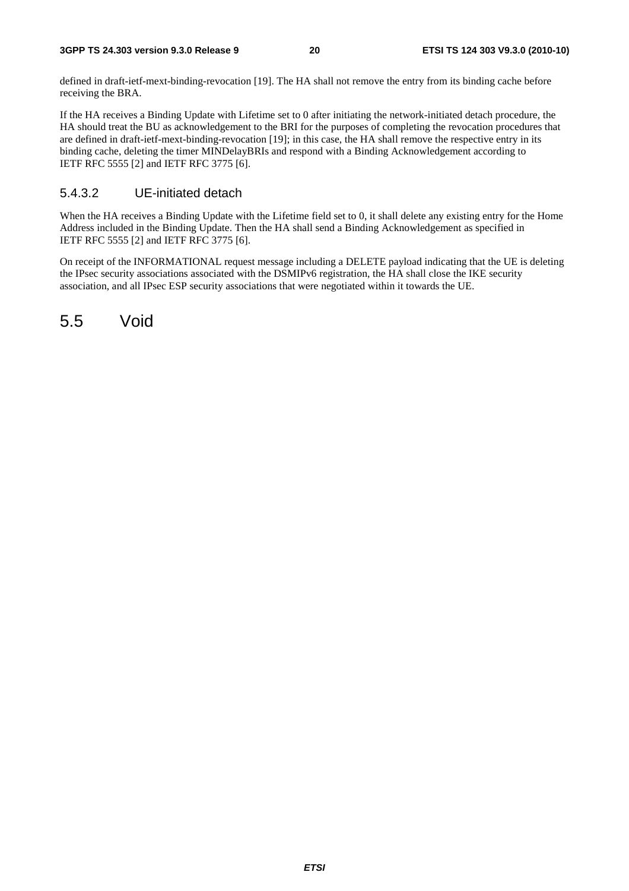defined in draft-ietf-mext-binding-revocation [19]. The HA shall not remove the entry from its binding cache before receiving the BRA.

If the HA receives a Binding Update with Lifetime set to 0 after initiating the network-initiated detach procedure, the HA should treat the BU as acknowledgement to the BRI for the purposes of completing the revocation procedures that are defined in draft-ietf-mext-binding-revocation [19]; in this case, the HA shall remove the respective entry in its binding cache, deleting the timer MINDelayBRIs and respond with a Binding Acknowledgement according to IETF RFC 5555 [2] and IETF RFC 3775 [6].

#### 5.4.3.2 UE-initiated detach

When the HA receives a Binding Update with the Lifetime field set to 0, it shall delete any existing entry for the Home Address included in the Binding Update. Then the HA shall send a Binding Acknowledgement as specified in IETF RFC 5555 [2] and IETF RFC 3775 [6].

On receipt of the INFORMATIONAL request message including a DELETE payload indicating that the UE is deleting the IPsec security associations associated with the DSMIPv6 registration, the HA shall close the IKE security association, and all IPsec ESP security associations that were negotiated within it towards the UE.

## 5.5 Void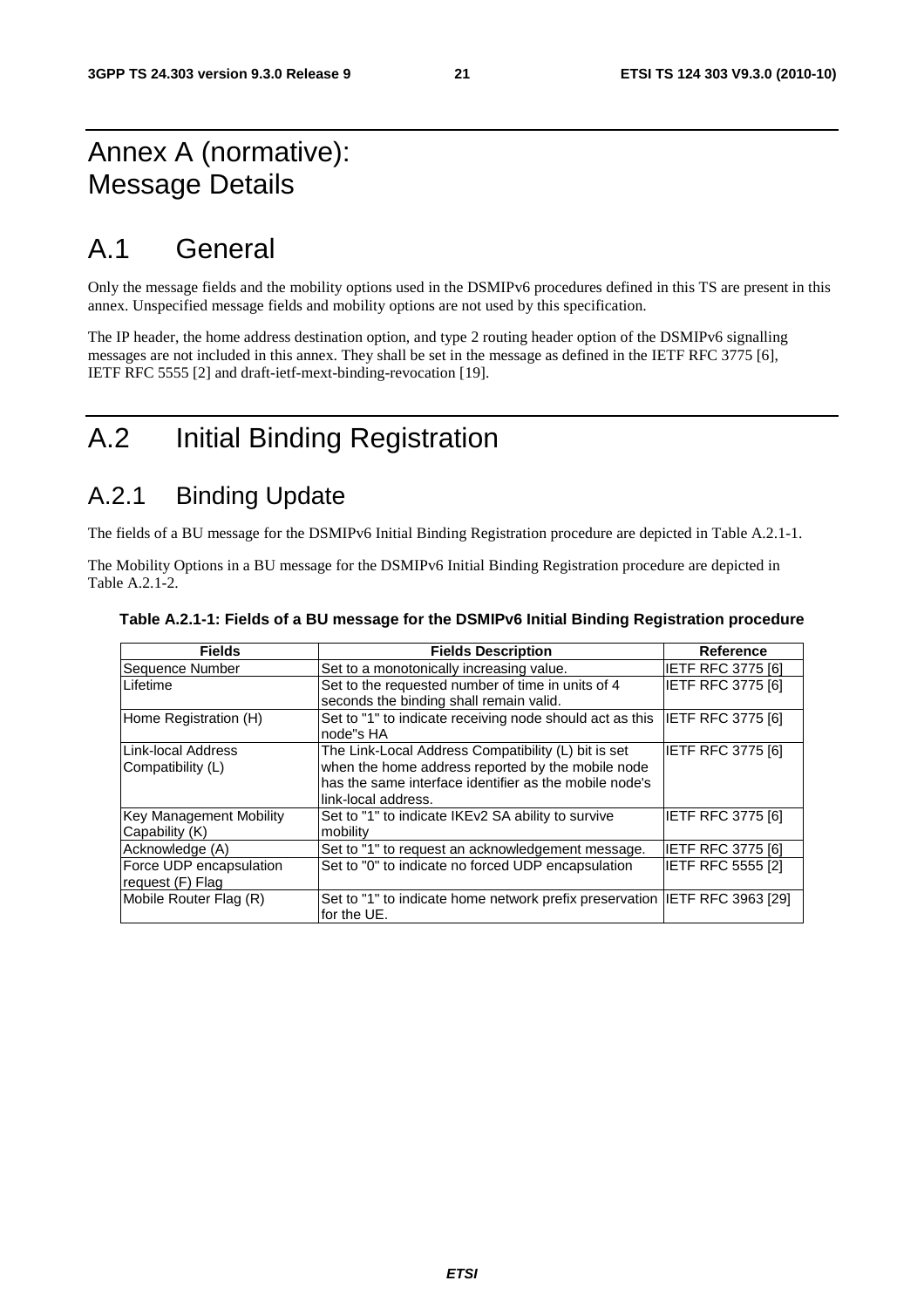# Annex A (normative): Message Details

## A.1 General

Only the message fields and the mobility options used in the DSMIPv6 procedures defined in this TS are present in this annex. Unspecified message fields and mobility options are not used by this specification.

The IP header, the home address destination option, and type 2 routing header option of the DSMIPv6 signalling messages are not included in this annex. They shall be set in the message as defined in the IETF RFC 3775 [6], IETF RFC 5555 [2] and draft-ietf-mext-binding-revocation [19].

## A.2 Initial Binding Registration

### A.2.1 Binding Update

The fields of a BU message for the DSMIPv6 Initial Binding Registration procedure are depicted in Table A.2.1-1.

The Mobility Options in a BU message for the DSMIPv6 Initial Binding Registration procedure are depicted in Table A.2.1-2.

**Table A.2.1-1: Fields of a BU message for the DSMIPv6 Initial Binding Registration procedure**

| Fields | Fields Description | Reference |
|---|---|---|
| Sequence Number | Set to a monotonically increasing value. | IETF RFC 3775 [6] |
| Lifetime | Set to the requested number of time in units of 4 seconds the binding shall remain valid. | IETF RFC 3775 [6] |
| Home Registration (H) | Set to "1" to indicate receiving node should act as this node"s HA | IETF RFC 3775 [6] |
| Link-local Address Compatibility (L) | The Link-Local Address Compatibility (L) bit is set when the home address reported by the mobile node has the same interface identifier as the mobile node's link-local address. | IETF RFC 3775 [6] |
| Key Management Mobility Capability (K) | Set to "1" to indicate IKEv2 SA ability to survive mobility | IETF RFC 3775 [6] |
| Acknowledge (A) | Set to "1" to request an acknowledgement message. | IETF RFC 3775 [6] |
| Force UDP encapsulation request (F) Flag | Set to "0" to indicate no forced UDP encapsulation | IETF RFC 5555 [2] |
| Mobile Router Flag (R) | Set to "1" to indicate home network prefix preservation for the UE. | IETF RFC 3963 [29] |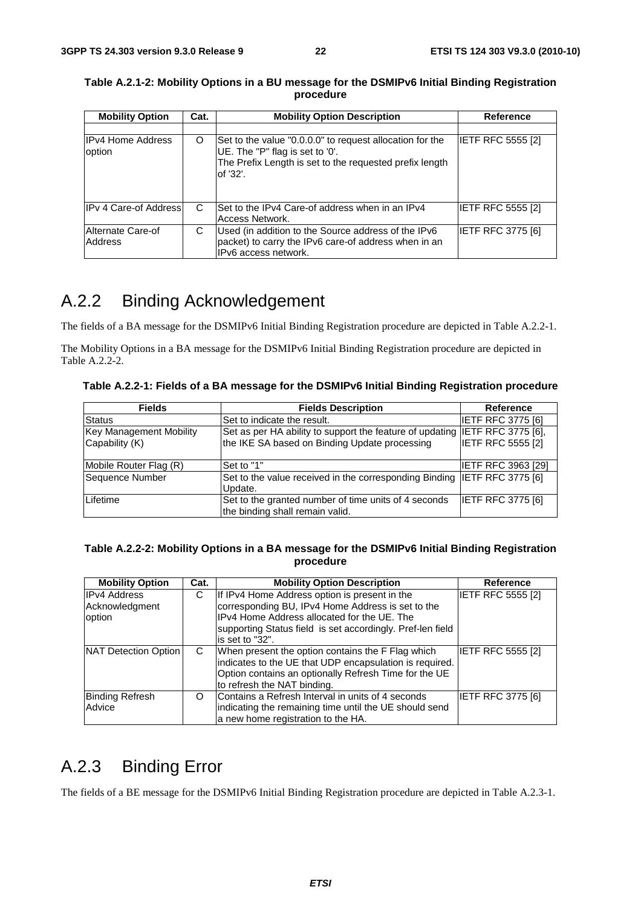**Table A.2.1-2: Mobility Options in a BU message for the DSMIPv6 Initial Binding Registration procedure**

| Mobility Option | Cat. | Mobility Option Description | Reference |
|---|---|---|---|
| | | | |
| IPv4 Home Address option | O | Set to the value "0.0.0.0" to request allocation for the UE. The "P" flag is set to '0'. The Prefix Length is set to the requested prefix length of '32'. | IETF RFC 5555 [2] |
| IPv 4 Care-of Address | C | Set to the IPv4 Care-of address when in an IPv4 Access Network. | IETF RFC 5555 [2] |
| Alternate Care-of Address | C | Used (in addition to the Source address of the IPv6 packet) to carry the IPv6 care-of address when in an IPv6 access network. | IETF RFC 3775 [6] |

## A.2.2 Binding Acknowledgement

The fields of a BA message for the DSMIPv6 Initial Binding Registration procedure are depicted in Table A.2.2-1.

The Mobility Options in a BA message for the DSMIPv6 Initial Binding Registration procedure are depicted in Table A.2.2-2.

**Table A.2.2-1: Fields of a BA message for the DSMIPv6 Initial Binding Registration procedure**

| Fields | Fields Description | Reference |
|---|---|---|
| Status | Set to indicate the result. | IETF RFC 3775 [6] |
| Key Management Mobility Capability (K) | Set as per HA ability to support the feature of updating the IKE SA based on Binding Update processing | IETF RFC 3775 [6], IETF RFC 5555 [2] |
| Mobile Router Flag (R) | Set to "1" | IETF RFC 3963 [29] |
| Sequence Number | Set to the value received in the corresponding Binding Update. | IETF RFC 3775 [6] |
| Lifetime | Set to the granted number of time units of 4 seconds the binding shall remain valid. | IETF RFC 3775 [6] |

**Table A.2.2-2: Mobility Options in a BA message for the DSMIPv6 Initial Binding Registration procedure**

| Mobility Option | Cat. | Mobility Option Description | Reference |
|---|---|---|---|
| IPv4 Address Acknowledgment option | C | If IPv4 Home Address option is present in the corresponding BU, IPv4 Home Address is set to the IPv4 Home Address allocated for the UE. The supporting Status field is set accordingly. Pref-len field is set to "32". | IETF RFC 5555 [2] |
| NAT Detection Option | C | When present the option contains the F Flag which indicates to the UE that UDP encapsulation is required. Option contains an optionally Refresh Time for the UE to refresh the NAT binding. | IETF RFC 5555 [2] |
| Binding Refresh Advice | O | Contains a Refresh Interval in units of 4 seconds indicating the remaining time until the UE should send a new home registration to the HA. | IETF RFC 3775 [6] |

## A.2.3 Binding Error

The fields of a BE message for the DSMIPv6 Initial Binding Registration procedure are depicted in Table A.2.3-1.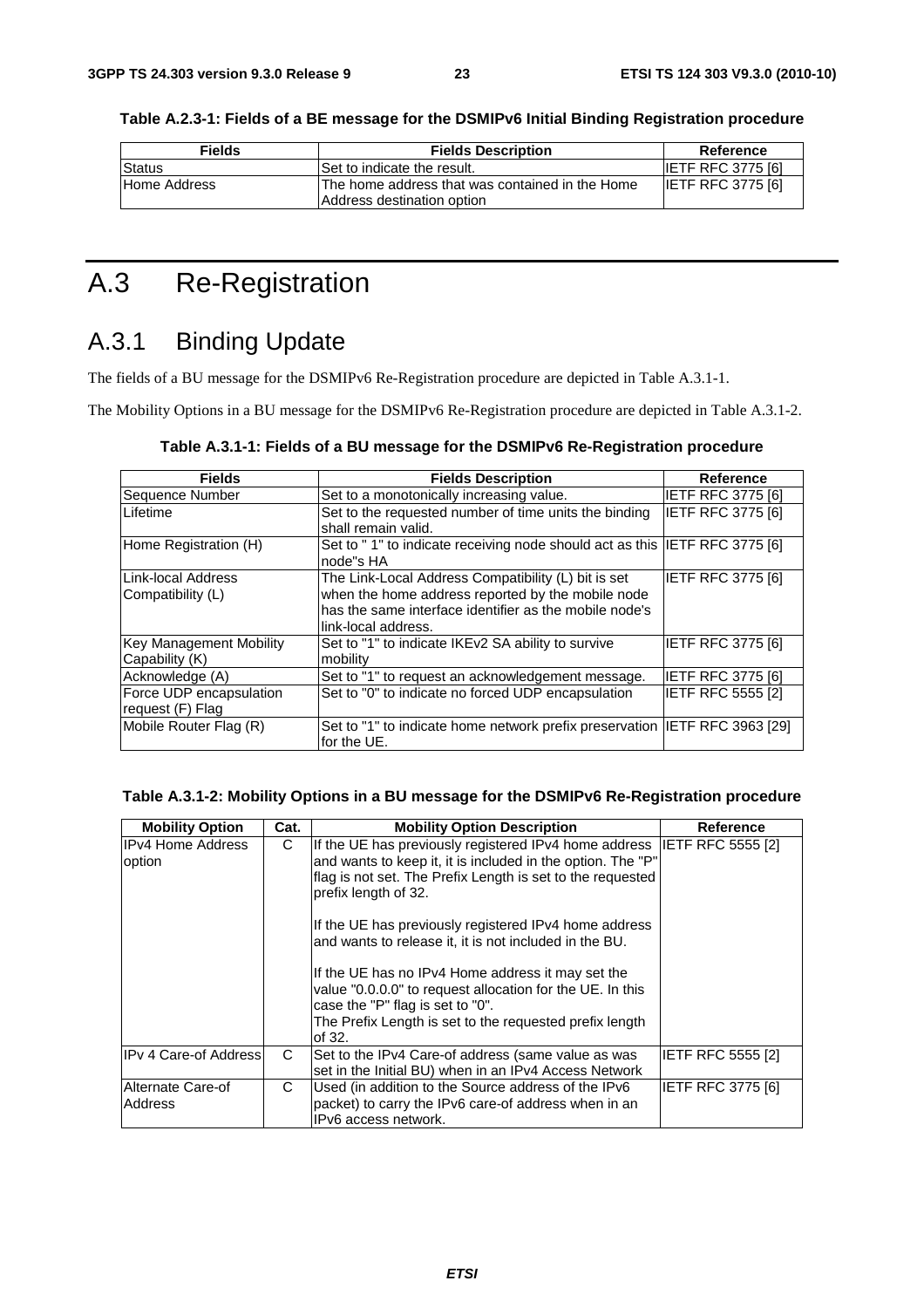**Table A.2.3-1: Fields of a BE message for the DSMIPv6 Initial Binding Registration procedure**

| Fields | Fields Description | Reference |
|---|---|---|
| Status | Set to indicate the result. | IETF RFC 3775 [6] |
| Home Address | The home address that was contained in the Home Address destination option | IETF RFC 3775 [6] |

# A.3 Re-Registration

## A.3.1 Binding Update

The fields of a BU message for the DSMIPv6 Re-Registration procedure are depicted in Table A.3.1-1.

The Mobility Options in a BU message for the DSMIPv6 Re-Registration procedure are depicted in Table A.3.1-2.

**Table A.3.1-1: Fields of a BU message for the DSMIPv6 Re-Registration procedure**

| Fields | Fields Description | Reference |
|---|---|---|
| Sequence Number | Set to a monotonically increasing value. | IETF RFC 3775 [6] |
| Lifetime | Set to the requested number of time units the binding shall remain valid. | IETF RFC 3775 [6] |
| Home Registration (H) | Set to " 1" to indicate receiving node should act as this node"s HA | IETF RFC 3775 [6] |
| Link-local Address Compatibility (L) | The Link-Local Address Compatibility (L) bit is set when the home address reported by the mobile node has the same interface identifier as the mobile node's link-local address. | IETF RFC 3775 [6] |
| Key Management Mobility Capability (K) | Set to "1" to indicate IKEv2 SA ability to survive mobility | IETF RFC 3775 [6] |
| Acknowledge (A) | Set to "1" to request an acknowledgement message. | IETF RFC 3775 [6] |
| Force UDP encapsulation request (F) Flag | Set to "0" to indicate no forced UDP encapsulation | IETF RFC 5555 [2] |
| Mobile Router Flag (R) | Set to "1" to indicate home network prefix preservation for the UE. | IETF RFC 3963 [29] |

**Table A.3.1-2: Mobility Options in a BU message for the DSMIPv6 Re-Registration procedure**

| Mobility Option | Cat. | Mobility Option Description | Reference |
|---|---|---|---|
| IPv4 Home Address option | C | If the UE has previously registered IPv4 home address and wants to keep it, it is included in the option. The "P" flag is not set. The Prefix Length is set to the requested prefix length of 32.<br><br>If the UE has previously registered IPv4 home address and wants to release it, it is not included in the BU.<br><br>If the UE has no IPv4 Home address it may set the value "0.0.0.0" to request allocation for the UE. In this case the "P" flag is set to "0".<br>The Prefix Length is set to the requested prefix length of 32. | IETF RFC 5555 [2] |
| IPv 4 Care-of Address | C | Set to the IPv4 Care-of address (same value as was set in the Initial BU) when in an IPv4 Access Network | IETF RFC 5555 [2] |
| Alternate Care-of Address | C | Used (in addition to the Source address of the IPv6 packet) to carry the IPv6 care-of address when in an IPv6 access network. | IETF RFC 3775 [6] |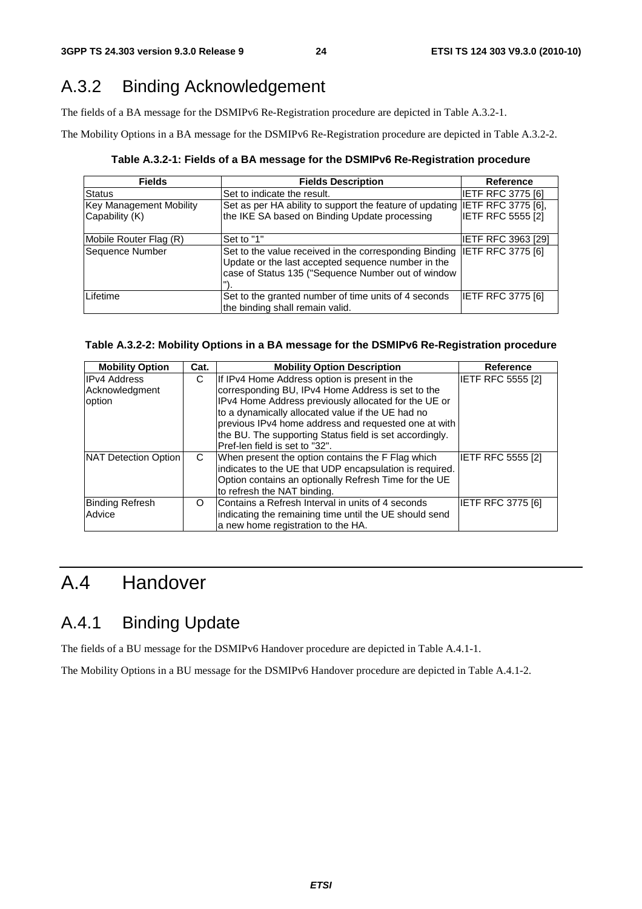## A.3.2 Binding Acknowledgement

The fields of a BA message for the DSMIPv6 Re-Registration procedure are depicted in Table A.3.2-1.

The Mobility Options in a BA message for the DSMIPv6 Re-Registration procedure are depicted in Table A.3.2-2.

**Table A.3.2-1: Fields of a BA message for the DSMIPv6 Re-Registration procedure**

| Fields | Fields Description | Reference |
|---|---|---|
| Status | Set to indicate the result. | IETF RFC 3775 [6] |
| Key Management Mobility Capability (K) | Set as per HA ability to support the feature of updating the IKE SA based on Binding Update processing | IETF RFC 3775 [6], IETF RFC 5555 [2] |
| Mobile Router Flag (R) | Set to "1" | IETF RFC 3963 [29] |
| Sequence Number | Set to the value received in the corresponding Binding Update or the last accepted sequence number in the case of Status 135 ("Sequence Number out of window "). | IETF RFC 3775 [6] |
| Lifetime | Set to the granted number of time units of 4 seconds the binding shall remain valid. | IETF RFC 3775 [6] |

**Table A.3.2-2: Mobility Options in a BA message for the DSMIPv6 Re-Registration procedure**

| Mobility Option | Cat. | Mobility Option Description | Reference |
|---|---|---|---|
| IPv4 Address Acknowledgment option | C | If IPv4 Home Address option is present in the corresponding BU, IPv4 Home Address is set to the IPv4 Home Address previously allocated for the UE or to a dynamically allocated value if the UE had no previous IPv4 home address and requested one at with the BU. The supporting Status field is set accordingly. Pref-len field is set to "32". | IETF RFC 5555 [2] |
| NAT Detection Option | C | When present the option contains the F Flag which indicates to the UE that UDP encapsulation is required. Option contains an optionally Refresh Time for the UE to refresh the NAT binding. | IETF RFC 5555 [2] |
| Binding Refresh Advice | O | Contains a Refresh Interval in units of 4 seconds indicating the remaining time until the UE should send a new home registration to the HA. | IETF RFC 3775 [6] |

# A.4 Handover

## A.4.1 Binding Update

The fields of a BU message for the DSMIPv6 Handover procedure are depicted in Table A.4.1-1.

The Mobility Options in a BU message for the DSMIPv6 Handover procedure are depicted in Table A.4.1-2.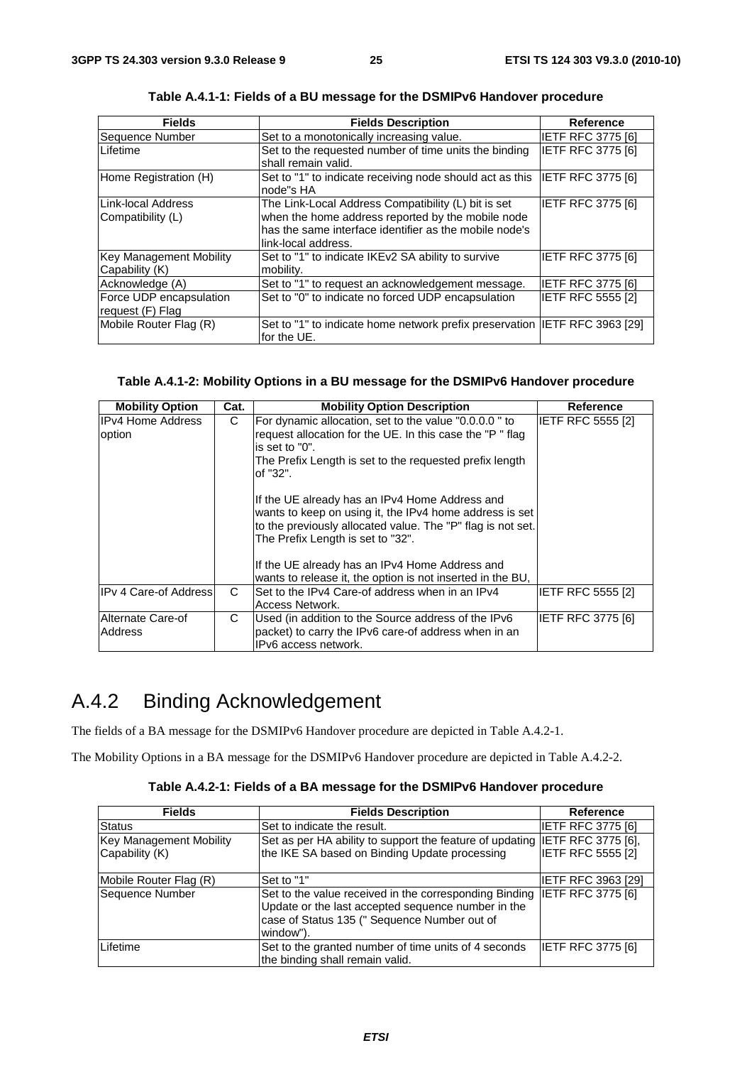**Table A.4.1-1: Fields of a BU message for the DSMIPv6 Handover procedure**

| Fields | Fields Description | Reference |
|---|---|---|
| Sequence Number | Set to a monotonically increasing value. | IETF RFC 3775 [6] |
| Lifetime | Set to the requested number of time units the binding shall remain valid. | IETF RFC 3775 [6] |
| Home Registration (H) | Set to "1" to indicate receiving node should act as this node"s HA | IETF RFC 3775 [6] |
| Link-local Address Compatibility (L) | The Link-Local Address Compatibility (L) bit is set when the home address reported by the mobile node has the same interface identifier as the mobile node's link-local address. | IETF RFC 3775 [6] |
| Key Management Mobility Capability (K) | Set to "1" to indicate IKEv2 SA ability to survive mobility. | IETF RFC 3775 [6] |
| Acknowledge (A) | Set to "1" to request an acknowledgement message. | IETF RFC 3775 [6] |
| Force UDP encapsulation request (F) Flag | Set to "0" to indicate no forced UDP encapsulation | IETF RFC 5555 [2] |
| Mobile Router Flag (R) | Set to "1" to indicate home network prefix preservation for the UE. | IETF RFC 3963 [29] |

**Table A.4.1-2: Mobility Options in a BU message for the DSMIPv6 Handover procedure**

| Mobility Option | Cat. | Mobility Option Description | Reference |
|---|---|---|---|
| IPv4 Home Address option | C | For dynamic allocation, set to the value "0.0.0.0 " to request allocation for the UE. In this case the "P " flag is set to "0".<br>The Prefix Length is set to the requested prefix length of "32".<br><br>If the UE already has an IPv4 Home Address and wants to keep on using it, the IPv4 home address is set to the previously allocated value. The "P" flag is not set. The Prefix Length is set to "32".<br><br>If the UE already has an IPv4 Home Address and wants to release it, the option is not inserted in the BU, | IETF RFC 5555 [2] |
| IPv 4 Care-of Address | C | Set to the IPv4 Care-of address when in an IPv4 Access Network. | IETF RFC 5555 [2] |
| Alternate Care-of Address | C | Used (in addition to the Source address of the IPv6 packet) to carry the IPv6 care-of address when in an IPv6 access network. | IETF RFC 3775 [6] |

## A.4.2 Binding Acknowledgement

The fields of a BA message for the DSMIPv6 Handover procedure are depicted in Table A.4.2-1.

The Mobility Options in a BA message for the DSMIPv6 Handover procedure are depicted in Table A.4.2-2.

**Table A.4.2-1: Fields of a BA message for the DSMIPv6 Handover procedure**

| Fields | Fields Description | Reference |
|---|---|---|
| Status | Set to indicate the result. | IETF RFC 3775 [6] |
| Key Management Mobility Capability (K) | Set as per HA ability to support the feature of updating the IKE SA based on Binding Update processing | IETF RFC 3775 [6], IETF RFC 5555 [2] |
| Mobile Router Flag (R) | Set to "1" | IETF RFC 3963 [29] |
| Sequence Number | Set to the value received in the corresponding Binding Update or the last accepted sequence number in the case of Status 135 (" Sequence Number out of window"). | IETF RFC 3775 [6] |
| Lifetime | Set to the granted number of time units of 4 seconds the binding shall remain valid. | IETF RFC 3775 [6] |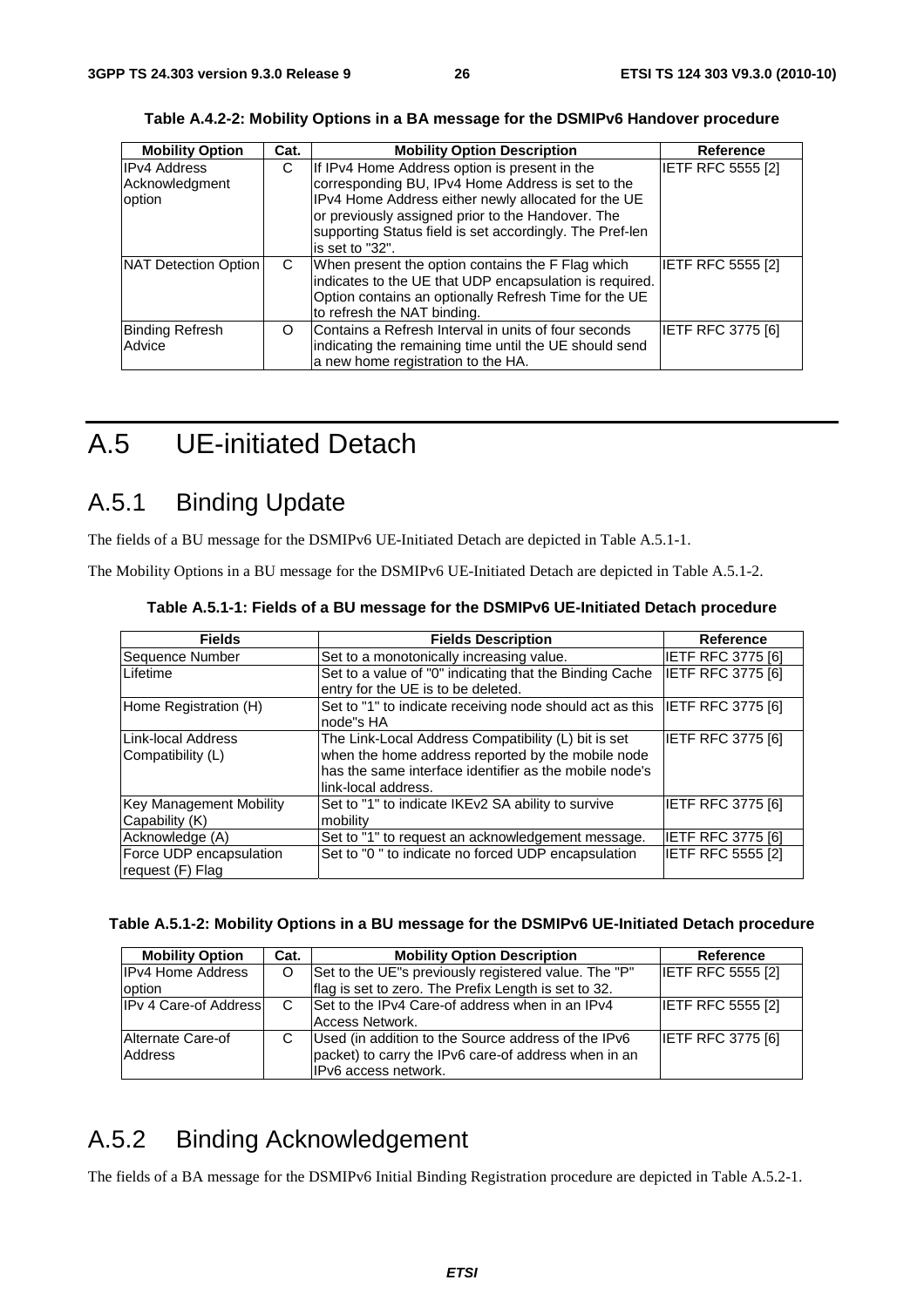**Table A.4.2-2: Mobility Options in a BA message for the DSMIPv6 Handover procedure**

| Mobility Option | Cat. | Mobility Option Description | Reference |
|---|---|---|---|
| IPv4 Address Acknowledgment option | C | If IPv4 Home Address option is present in the corresponding BU, IPv4 Home Address is set to the IPv4 Home Address either newly allocated for the UE or previously assigned prior to the Handover. The supporting Status field is set accordingly. The Pref-len is set to "32". | IETF RFC 5555 [2] |
| NAT Detection Option | C | When present the option contains the F Flag which indicates to the UE that UDP encapsulation is required. Option contains an optionally Refresh Time for the UE to refresh the NAT binding. | IETF RFC 5555 [2] |
| Binding Refresh Advice | O | Contains a Refresh Interval in units of four seconds indicating the remaining time until the UE should send a new home registration to the HA. | IETF RFC 3775 [6] |

# A.5 UE-initiated Detach

## A.5.1 Binding Update

The fields of a BU message for the DSMIPv6 UE-Initiated Detach are depicted in Table A.5.1-1.

The Mobility Options in a BU message for the DSMIPv6 UE-Initiated Detach are depicted in Table A.5.1-2.

**Table A.5.1-1: Fields of a BU message for the DSMIPv6 UE-Initiated Detach procedure**

| Fields | Fields Description | Reference |
|---|---|---|
| Sequence Number | Set to a monotonically increasing value. | IETF RFC 3775 [6] |
| Lifetime | Set to a value of "0" indicating that the Binding Cache entry for the UE is to be deleted. | IETF RFC 3775 [6] |
| Home Registration (H) | Set to "1" to indicate receiving node should act as this node"s HA | IETF RFC 3775 [6] |
| Link-local Address Compatibility (L) | The Link-Local Address Compatibility (L) bit is set when the home address reported by the mobile node has the same interface identifier as the mobile node's link-local address. | IETF RFC 3775 [6] |
| Key Management Mobility Capability (K) | Set to "1" to indicate IKEv2 SA ability to survive mobility | IETF RFC 3775 [6] |
| Acknowledge (A) | Set to "1" to request an acknowledgement message. | IETF RFC 3775 [6] |
| Force UDP encapsulation request (F) Flag | Set to "0 " to indicate no forced UDP encapsulation | IETF RFC 5555 [2] |

**Table A.5.1-2: Mobility Options in a BU message for the DSMIPv6 UE-Initiated Detach procedure**

| Mobility Option | Cat. | Mobility Option Description | Reference |
|---|---|---|---|
| IPv4 Home Address option | O | Set to the UE"s previously registered value. The "P" flag is set to zero. The Prefix Length is set to 32. | IETF RFC 5555 [2] |
| IPv 4 Care-of Address | C | Set to the IPv4 Care-of address when in an IPv4 Access Network. | IETF RFC 5555 [2] |
| Alternate Care-of Address | C | Used (in addition to the Source address of the IPv6 packet) to carry the IPv6 care-of address when in an IPv6 access network. | IETF RFC 3775 [6] |

## A.5.2 Binding Acknowledgement

The fields of a BA message for the DSMIPv6 Initial Binding Registration procedure are depicted in Table A.5.2-1.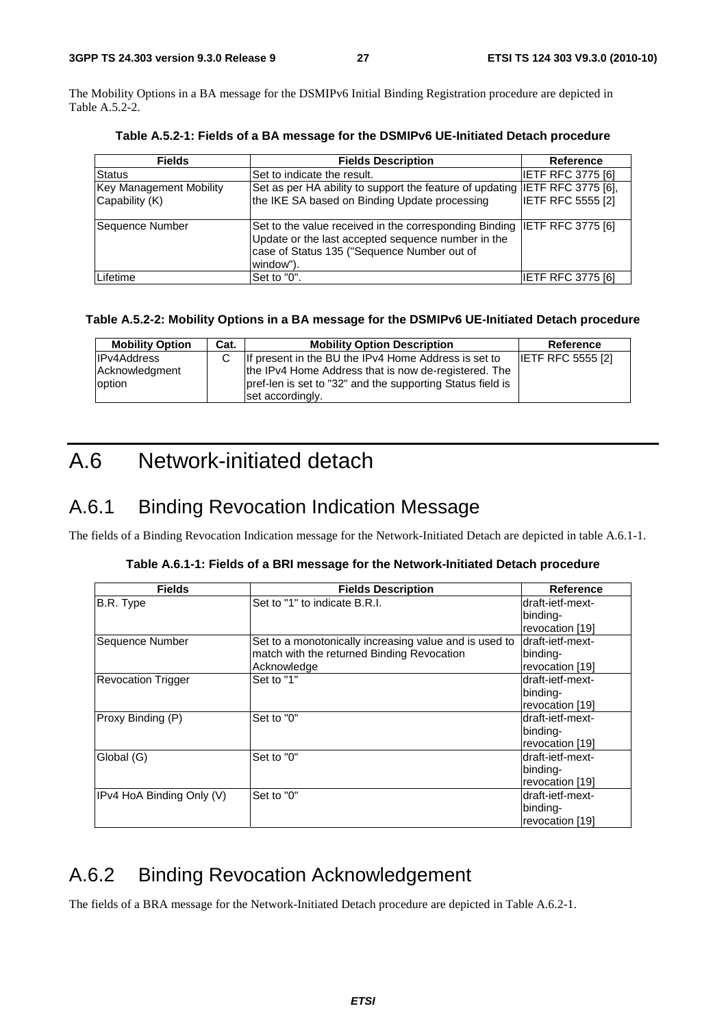The Mobility Options in a BA message for the DSMIPv6 Initial Binding Registration procedure are depicted in Table A.5.2-2.

**Table A.5.2-1: Fields of a BA message for the DSMIPv6 UE-Initiated Detach procedure**

| Fields | Fields Description | Reference |
|---|---|---|
| Status | Set to indicate the result. | IETF RFC 3775 [6] |
| Key Management Mobility Capability (K) | Set as per HA ability to support the feature of updating the IKE SA based on Binding Update processing | IETF RFC 3775 [6], IETF RFC 5555 [2] |
| Sequence Number | Set to the value received in the corresponding Binding Update or the last accepted sequence number in the case of Status 135 ("Sequence Number out of window"). | IETF RFC 3775 [6] |
| Lifetime | Set to "0". | IETF RFC 3775 [6] |

**Table A.5.2-2: Mobility Options in a BA message for the DSMIPv6 UE-Initiated Detach procedure**

| Mobility Option | Cat. | Mobility Option Description | Reference |
|---|---|---|---|
| IPv4Address Acknowledgment option | C | If present in the BU the IPv4 Home Address is set to the IPv4 Home Address that is now de-registered. The pref-len is set to "32" and the supporting Status field is set accordingly. | IETF RFC 5555 [2] |

# A.6 Network-initiated detach

## A.6.1 Binding Revocation Indication Message

The fields of a Binding Revocation Indication message for the Network-Initiated Detach are depicted in table A.6.1-1.

**Table A.6.1-1: Fields of a BRI message for the Network-Initiated Detach procedure**

| Fields | Fields Description | Reference |
|---|---|---|
| B.R. Type | Set to "1" to indicate B.R.I. | draft-ietf-mext-binding-revocation [19] |
| Sequence Number | Set to a monotonically increasing value and is used to match with the returned Binding Revocation Acknowledge | draft-ietf-mext-binding-revocation [19] |
| Revocation Trigger | Set to "1" | draft-ietf-mext-binding-revocation [19] |
| Proxy Binding (P) | Set to "0" | draft-ietf-mext-binding-revocation [19] |
| Global (G) | Set to "0" | draft-ietf-mext-binding-revocation [19] |
| IPv4 HoA Binding Only (V) | Set to "0" | draft-ietf-mext-binding-revocation [19] |

## A.6.2 Binding Revocation Acknowledgement

The fields of a BRA message for the Network-Initiated Detach procedure are depicted in Table A.6.2-1.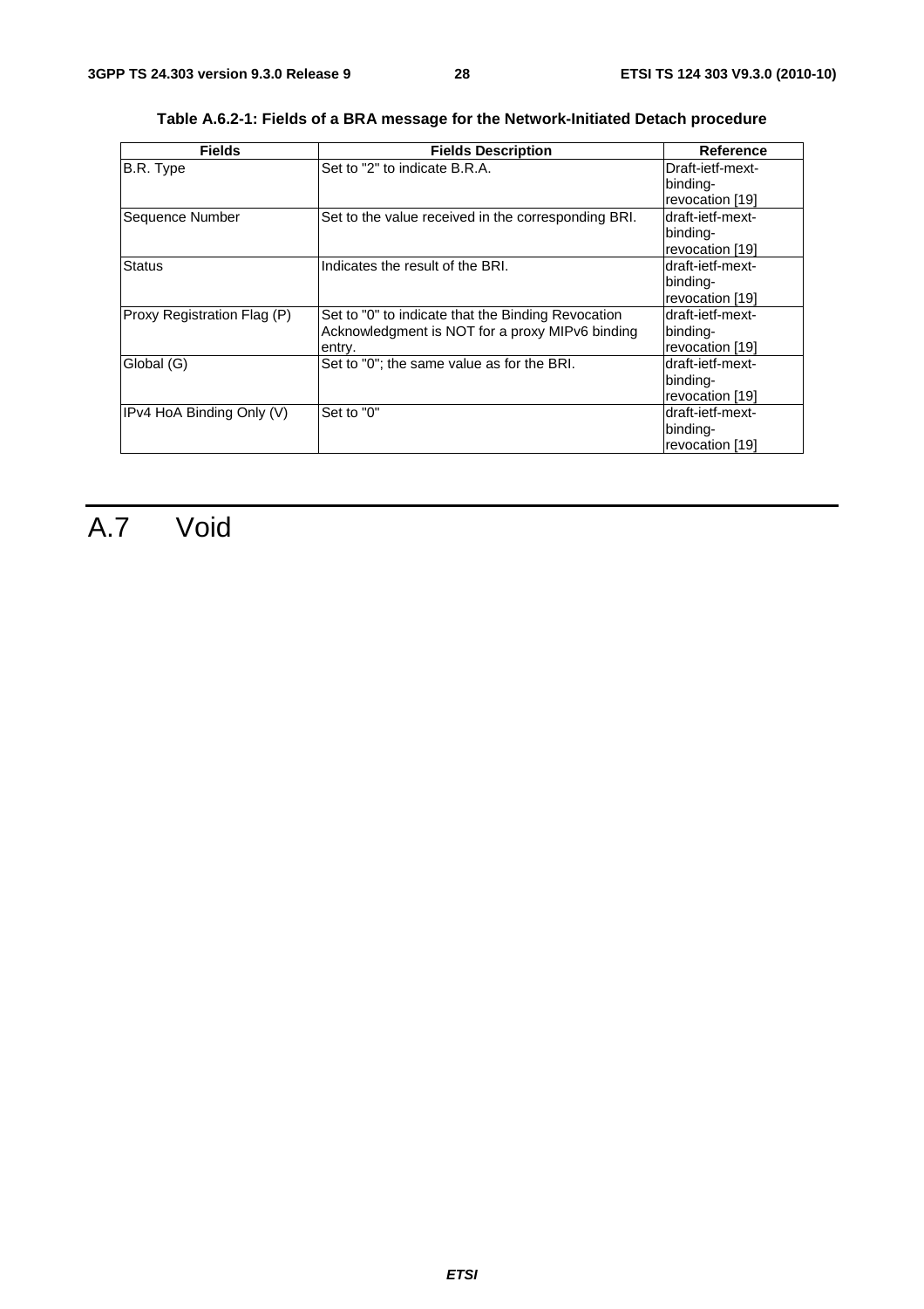**Table A.6.2-1: Fields of a BRA message for the Network-Initiated Detach procedure**

| Fields | Fields Description | Reference |
|---|---|---|
| B.R. Type | Set to "2" to indicate B.R.A. | Draft-ietf-mext-binding-revocation [19] |
| Sequence Number | Set to the value received in the corresponding BRI. | draft-ietf-mext-binding-revocation [19] |
| Status | Indicates the result of the BRI. | draft-ietf-mext-binding-revocation [19] |
| Proxy Registration Flag (P) | Set to "0" to indicate that the Binding Revocation Acknowledgment is NOT for a proxy MIPv6 binding entry. | draft-ietf-mext-binding-revocation [19] |
| Global (G) | Set to "0"; the same value as for the BRI. | draft-ietf-mext-binding-revocation [19] |
| IPv4 HoA Binding Only (V) | Set to "0" | draft-ietf-mext-binding-revocation [19] |

# A.7 Void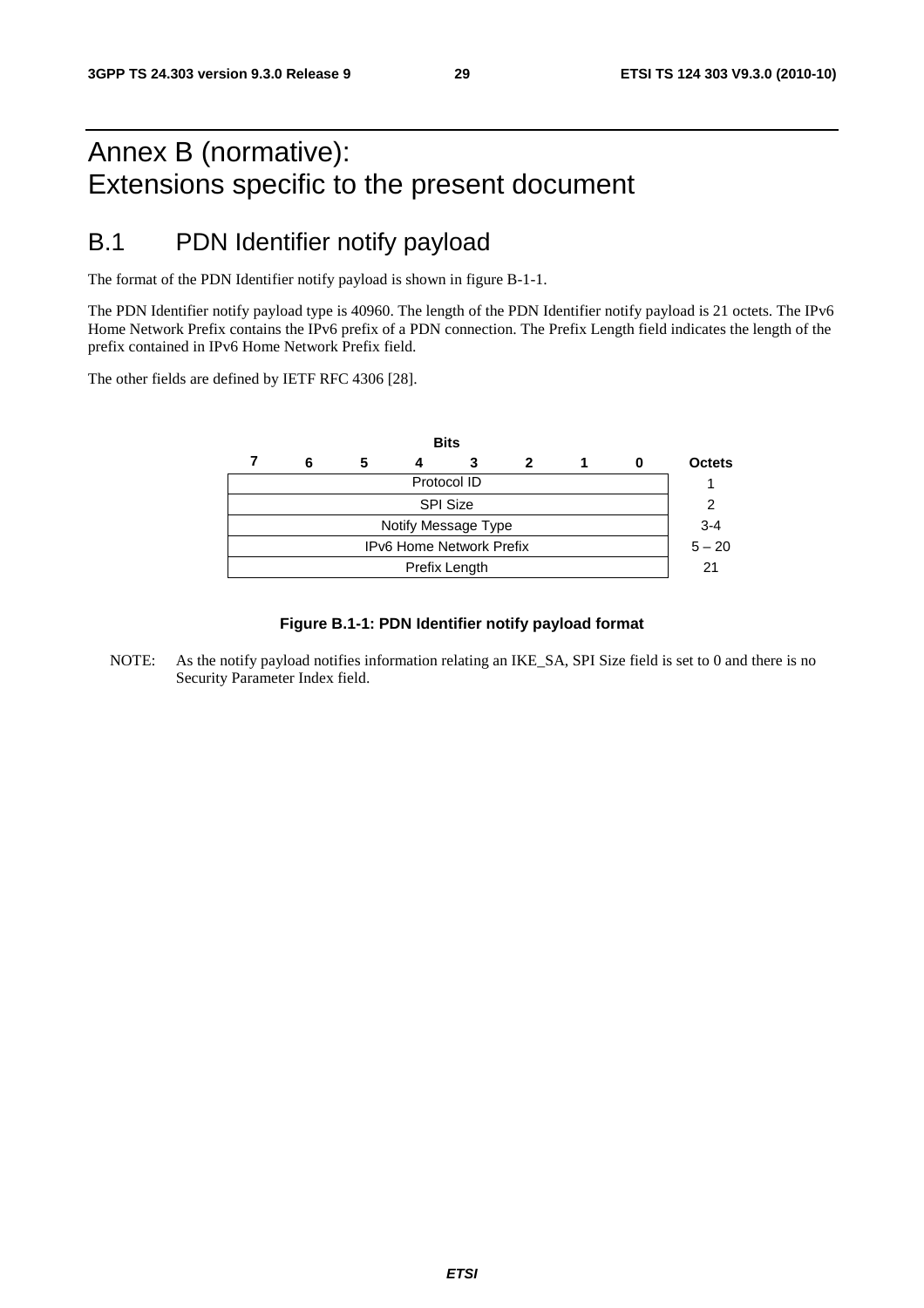# Annex B (normative): Extensions specific to the present document

## B.1 PDN Identifier notify payload

The format of the PDN Identifier notify payload is shown in figure B-1-1.

The PDN Identifier notify payload type is 40960. The length of the PDN Identifier notify payload is 21 octets. The IPv6 Home Network Prefix contains the IPv6 prefix of a PDN connection. The Prefix Length field indicates the length of the prefix contained in IPv6 Home Network Prefix field.

The other fields are defined by IETF RFC 4306 [28].

| Bits 7 6 5 4 3 2 1 0 | Octets |
|---|---|
| Protocol ID | 1 |
| SPI Size | 2 |
| Notify Message Type | 3-4 |
| IPv6 Home Network Prefix | 5 – 20 |
| Prefix Length | 21 |

**Figure B.1-1: PDN Identifier notify payload format**

NOTE: As the notify payload notifies information relating an IKE_SA, SPI Size field is set to 0 and there is no Security Parameter Index field.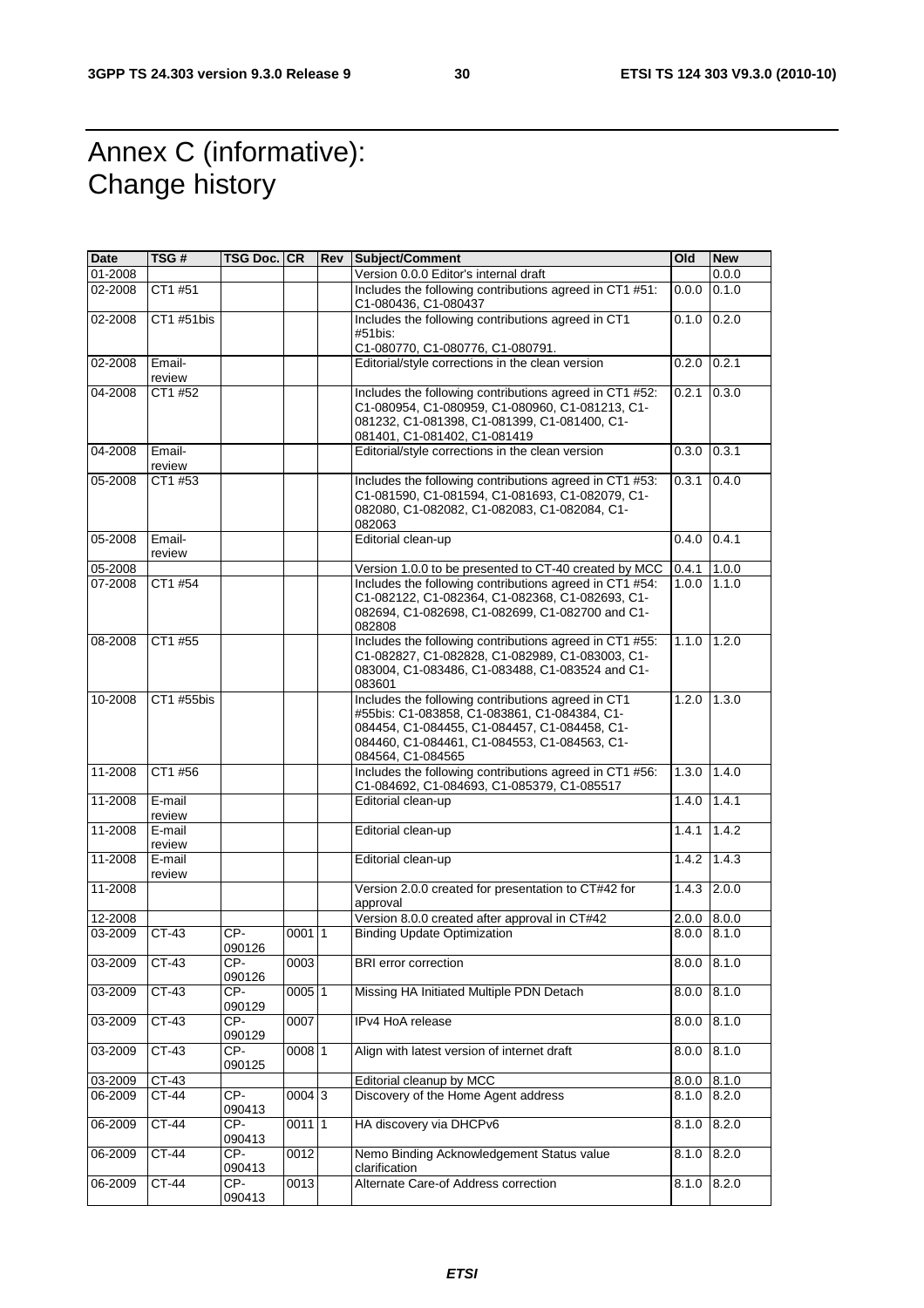# Annex C (informative): Change history

| Date | TSG # | TSG Doc. | CR | Rev | Subject/Comment | Old | New |
|---|---|---|---|---|---|---|---|
| 01-2008 | | | | | Version 0.0.0 Editor's internal draft | | 0.0.0 |
| 02-2008 | CT1 #51 | | | | Includes the following contributions agreed in CT1 #51: C1-080436, C1-080437 | 0.0.0 | 0.1.0 |
| 02-2008 | CT1 #51bis | | | | Includes the following contributions agreed in CT1 #51bis: C1-080770, C1-080776, C1-080791. | 0.1.0 | 0.2.0 |
| 02-2008 | Email-review | | | | Editorial/style corrections in the clean version | 0.2.0 | 0.2.1 |
| 04-2008 | CT1 #52 | | | | Includes the following contributions agreed in CT1 #52: C1-080954, C1-080959, C1-080960, C1-081213, C1-081232, C1-081398, C1-081399, C1-081400, C1-081401, C1-081402, C1-081419 | 0.2.1 | 0.3.0 |
| 04-2008 | Email-review | | | | Editorial/style corrections in the clean version | 0.3.0 | 0.3.1 |
| 05-2008 | CT1 #53 | | | | Includes the following contributions agreed in CT1 #53: C1-081590, C1-081594, C1-081693, C1-082079, C1-082080, C1-082082, C1-082083, C1-082084, C1-082063 | 0.3.1 | 0.4.0 |
| 05-2008 | Email-review | | | | Editorial clean-up | 0.4.0 | 0.4.1 |
| 05-2008 | | | | | Version 1.0.0 to be presented to CT-40 created by MCC | 0.4.1 | 1.0.0 |
| 07-2008 | CT1 #54 | | | | Includes the following contributions agreed in CT1 #54: C1-082122, C1-082364, C1-082368, C1-082693, C1-082694, C1-082698, C1-082699, C1-082700 and C1-082808 | 1.0.0 | 1.1.0 |
| 08-2008 | CT1 #55 | | | | Includes the following contributions agreed in CT1 #55: C1-082827, C1-082828, C1-082989, C1-083003, C1-083004, C1-083486, C1-083488, C1-083524 and C1-083601 | 1.1.0 | 1.2.0 |
| 10-2008 | CT1 #55bis | | | | Includes the following contributions agreed in CT1 #55bis: C1-083858, C1-083861, C1-084384, C1-084454, C1-084455, C1-084457, C1-084458, C1-084460, C1-084461, C1-084553, C1-084563, C1-084564, C1-084565 | 1.2.0 | 1.3.0 |
| 11-2008 | CT1 #56 | | | | Includes the following contributions agreed in CT1 #56: C1-084692, C1-084693, C1-085379, C1-085517 | 1.3.0 | 1.4.0 |
| 11-2008 | E-mail review | | | | Editorial clean-up | 1.4.0 | 1.4.1 |
| 11-2008 | E-mail review | | | | Editorial clean-up | 1.4.1 | 1.4.2 |
| 11-2008 | E-mail review | | | | Editorial clean-up | 1.4.2 | 1.4.3 |
| 11-2008 | | | | | Version 2.0.0 created for presentation to CT#42 for approval | 1.4.3 | 2.0.0 |
| 12-2008 | | | | | Version 8.0.0 created after approval in CT#42 | 2.0.0 | 8.0.0 |
| 03-2009 | CT-43 | CP-090126 | 0001 | 1 | Binding Update Optimization | 8.0.0 | 8.1.0 |
| 03-2009 | CT-43 | CP-090126 | 0003 | | BRI error correction | 8.0.0 | 8.1.0 |
| 03-2009 | CT-43 | CP-090129 | 0005 | 1 | Missing HA Initiated Multiple PDN Detach | 8.0.0 | 8.1.0 |
| 03-2009 | CT-43 | CP-090129 | 0007 | | IPv4 HoA release | 8.0.0 | 8.1.0 |
| 03-2009 | CT-43 | CP-090125 | 0008 | 1 | Align with latest version of internet draft | 8.0.0 | 8.1.0 |
| 03-2009 | CT-43 | | | | Editorial cleanup by MCC | 8.0.0 | 8.1.0 |
| 06-2009 | CT-44 | CP-090413 | 0004 | 3 | Discovery of the Home Agent address | 8.1.0 | 8.2.0 |
| 06-2009 | CT-44 | CP-090413 | 0011 | 1 | HA discovery via DHCPv6 | 8.1.0 | 8.2.0 |
| 06-2009 | CT-44 | CP-090413 | 0012 | | Nemo Binding Acknowledgement Status value clarification | 8.1.0 | 8.2.0 |
| 06-2009 | CT-44 | CP-090413 | 0013 | | Alternate Care-of Address correction | 8.1.0 | 8.2.0 |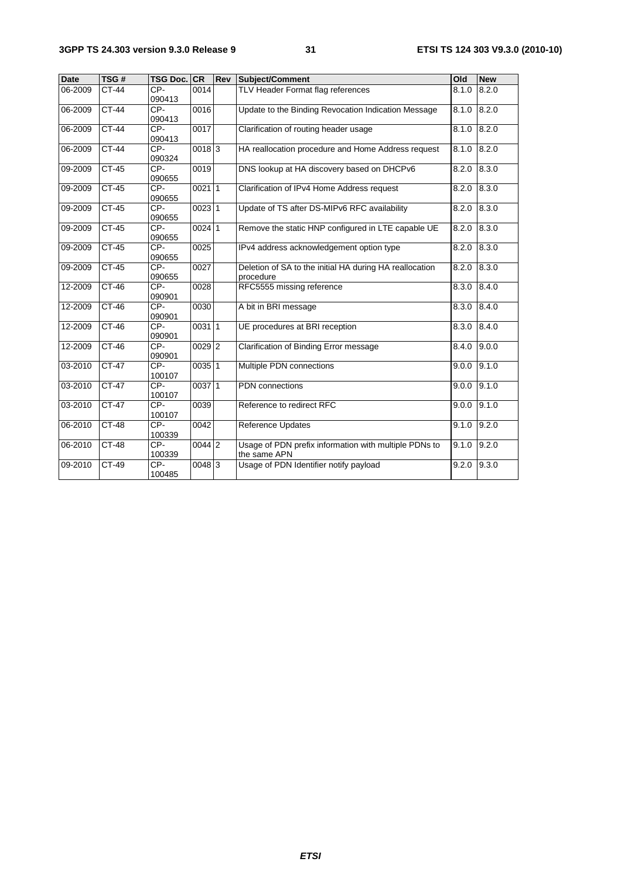| Date | TSG # | TSG Doc. | CR | Rev | Subject/Comment | Old | New |
|---|---|---|---|---|---|---|---|
| 06-2009 | CT-44 | CP-090413 | 0014 | | TLV Header Format flag references | 8.1.0 | 8.2.0 |
| 06-2009 | CT-44 | CP-090413 | 0016 | | Update to the Binding Revocation Indication Message | 8.1.0 | 8.2.0 |
| 06-2009 | CT-44 | CP-090413 | 0017 | | Clarification of routing header usage | 8.1.0 | 8.2.0 |
| 06-2009 | CT-44 | CP-090324 | 0018 | 3 | HA reallocation procedure and Home Address request | 8.1.0 | 8.2.0 |
| 09-2009 | CT-45 | CP-090655 | 0019 | | DNS lookup at HA discovery based on DHCPv6 | 8.2.0 | 8.3.0 |
| 09-2009 | CT-45 | CP-090655 | 0021 | 1 | Clarification of IPv4 Home Address request | 8.2.0 | 8.3.0 |
| 09-2009 | CT-45 | CP-090655 | 0023 | 1 | Update of TS after DS-MIPv6 RFC availability | 8.2.0 | 8.3.0 |
| 09-2009 | CT-45 | CP-090655 | 0024 | 1 | Remove the static HNP configured in LTE capable UE | 8.2.0 | 8.3.0 |
| 09-2009 | CT-45 | CP-090655 | 0025 | | IPv4 address acknowledgement option type | 8.2.0 | 8.3.0 |
| 09-2009 | CT-45 | CP-090655 | 0027 | | Deletion of SA to the initial HA during HA reallocation procedure | 8.2.0 | 8.3.0 |
| 12-2009 | CT-46 | CP-090901 | 0028 | | RFC5555 missing reference | 8.3.0 | 8.4.0 |
| 12-2009 | CT-46 | CP-090901 | 0030 | | A bit in BRI message | 8.3.0 | 8.4.0 |
| 12-2009 | CT-46 | CP-090901 | 0031 | 1 | UE procedures at BRI reception | 8.3.0 | 8.4.0 |
| 12-2009 | CT-46 | CP-090901 | 0029 | 2 | Clarification of Binding Error message | 8.4.0 | 9.0.0 |
| 03-2010 | CT-47 | CP-100107 | 0035 | 1 | Multiple PDN connections | 9.0.0 | 9.1.0 |
| 03-2010 | CT-47 | CP-100107 | 0037 | 1 | PDN connections | 9.0.0 | 9.1.0 |
| 03-2010 | CT-47 | CP-100107 | 0039 | | Reference to redirect RFC | 9.0.0 | 9.1.0 |
| 06-2010 | CT-48 | CP-100339 | 0042 | | Reference Updates | 9.1.0 | 9.2.0 |
| 06-2010 | CT-48 | CP-100339 | 0044 | 2 | Usage of PDN prefix information with multiple PDNs to the same APN | 9.1.0 | 9.2.0 |
| 09-2010 | CT-49 | CP-100485 | 0048 | 3 | Usage of PDN Identifier notify payload | 9.2.0 | 9.3.0 |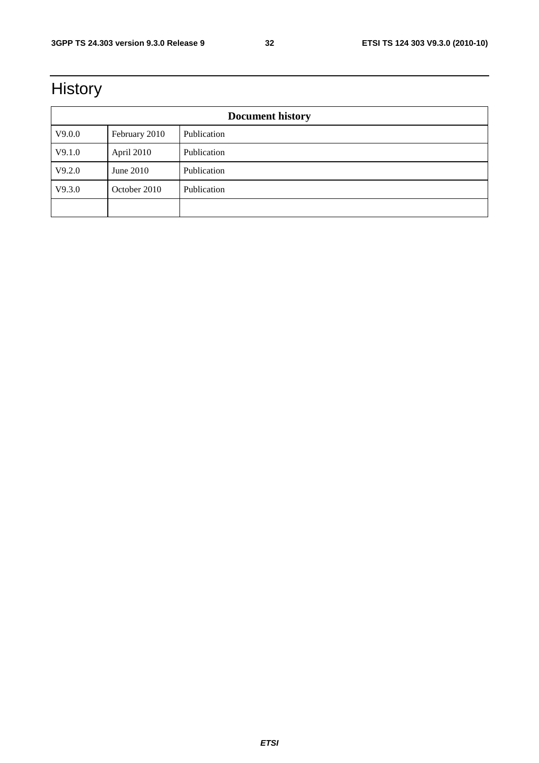# History

| Document history | | |
|---|---|---|
| V9.0.0 | February 2010 | Publication |
| V9.1.0 | April 2010 | Publication |
| V9.2.0 | June 2010 | Publication |
| V9.3.0 | October 2010 | Publication |
| | | |